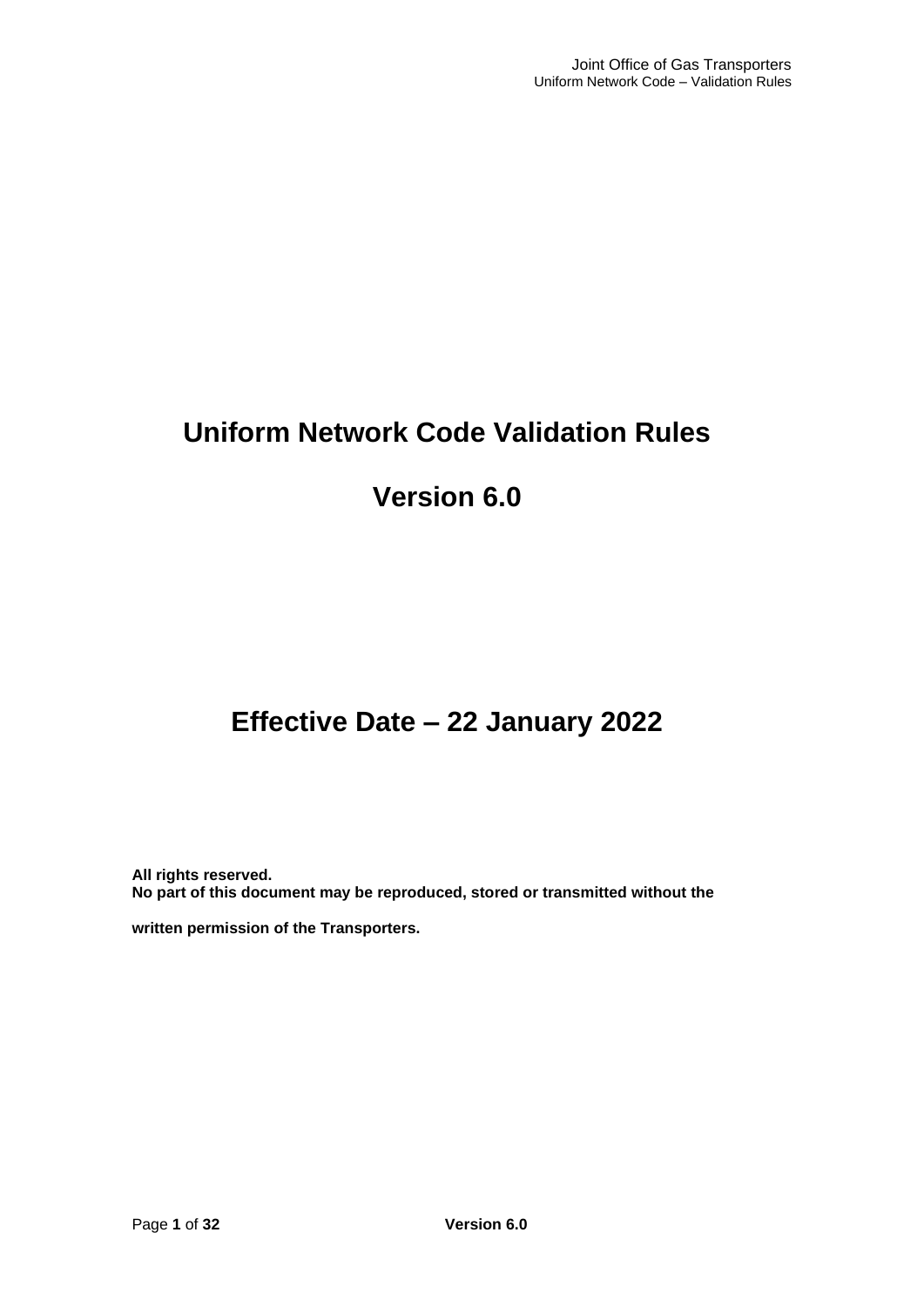# Uniform Network Code Validation Rules

# Version 6.0

# Effective Date – 22 January 2022

**All rights reserved.**
**No part of this document may be reproduced, stored or transmitted without the**

**written permission of the Transporters.**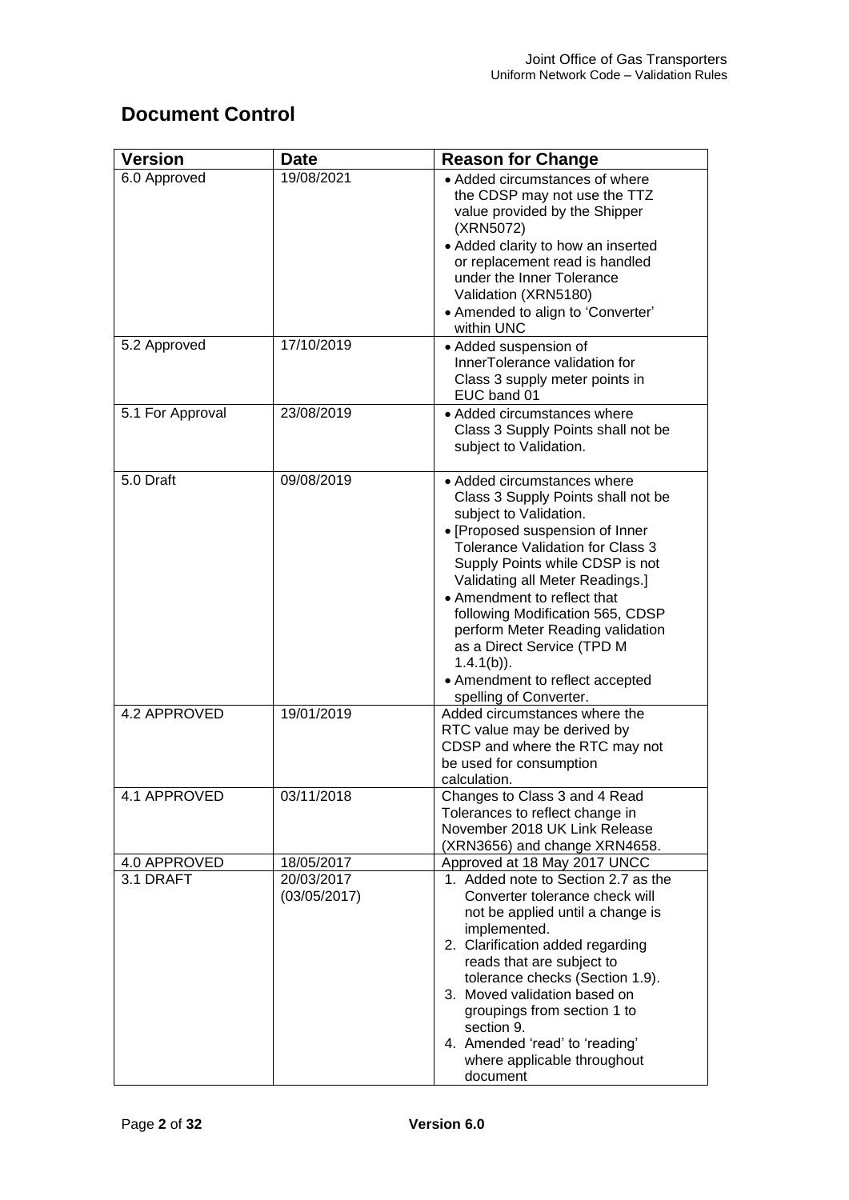# Document Control

| Version | Date | Reason for Change |
|---|---|---|
| 6.0 Approved | 19/08/2021 | • Added circumstances of where the CDSP may not use the TTZ value provided by the Shipper (XRN5072)<br>• Added clarity to how an inserted or replacement read is handled under the Inner Tolerance Validation (XRN5180)<br>• Amended to align to 'Converter' within UNC |
| 5.2 Approved | 17/10/2019 | • Added suspension of InnerTolerance validation for Class 3 supply meter points in EUC band 01 |
| 5.1 For Approval | 23/08/2019 | • Added circumstances where Class 3 Supply Points shall not be subject to Validation. |
| 5.0 Draft | 09/08/2019 | • Added circumstances where Class 3 Supply Points shall not be subject to Validation.<br>• [Proposed suspension of Inner Tolerance Validation for Class 3 Supply Points while CDSP is not Validating all Meter Readings.]<br>• Amendment to reflect that following Modification 565, CDSP perform Meter Reading validation as a Direct Service (TPD M 1.4.1(b)).<br>• Amendment to reflect accepted spelling of Converter. |
| 4.2 APPROVED | 19/01/2019 | Added circumstances where the RTC value may be derived by CDSP and where the RTC may not be used for consumption calculation. |
| 4.1 APPROVED | 03/11/2018 | Changes to Class 3 and 4 Read Tolerances to reflect change in November 2018 UK Link Release (XRN3656) and change XRN4658. |
| 4.0 APPROVED | 18/05/2017 | Approved at 18 May 2017 UNCC |
| 3.1 DRAFT | 20/03/2017 (03/05/2017) | 1. Added note to Section 2.7 as the Converter tolerance check will not be applied until a change is implemented.<br>2. Clarification added regarding reads that are subject to tolerance checks (Section 1.9).<br>3. Moved validation based on groupings from section 1 to section 9.<br>4. Amended 'read' to 'reading' where applicable throughout document |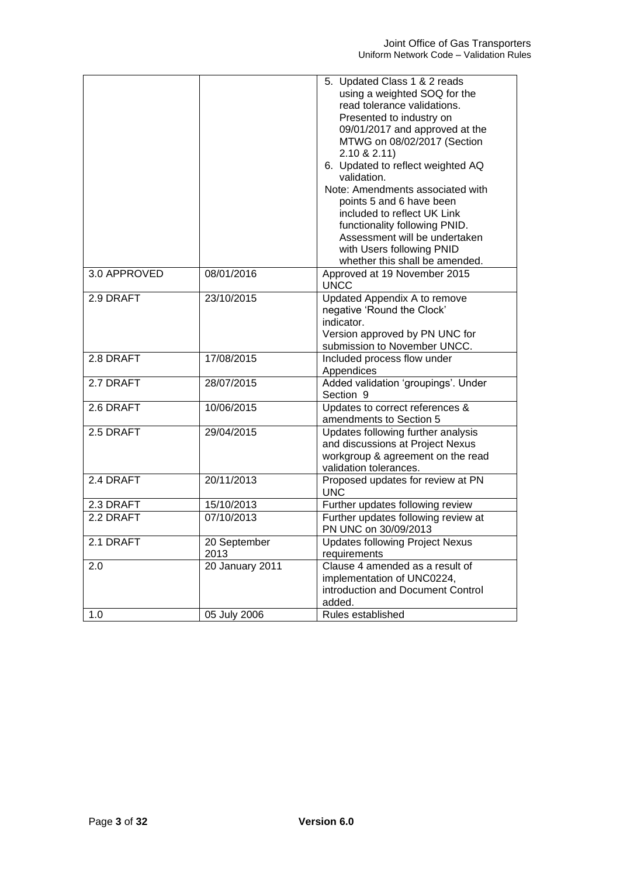| | | |
|---|---|---|
| | | 5. Updated Class 1 & 2 reads using a weighted SOQ for the read tolerance validations. Presented to industry on 09/01/2017 and approved at the MTWG on 08/02/2017 (Section 2.10 & 2.11)<br>6. Updated to reflect weighted AQ validation.<br>Note: Amendments associated with points 5 and 6 have been included to reflect UK Link functionality following PNID. Assessment will be undertaken with Users following PNID whether this shall be amended. |
| 3.0 APPROVED | 08/01/2016 | Approved at 19 November 2015 UNCC |
| 2.9 DRAFT | 23/10/2015 | Updated Appendix A to remove negative 'Round the Clock' indicator.<br>Version approved by PN UNC for submission to November UNCC. |
| 2.8 DRAFT | 17/08/2015 | Included process flow under Appendices |
| 2.7 DRAFT | 28/07/2015 | Added validation 'groupings'. Under Section 9 |
| 2.6 DRAFT | 10/06/2015 | Updates to correct references & amendments to Section 5 |
| 2.5 DRAFT | 29/04/2015 | Updates following further analysis and discussions at Project Nexus workgroup & agreement on the read validation tolerances. |
| 2.4 DRAFT | 20/11/2013 | Proposed updates for review at PN UNC |
| 2.3 DRAFT | 15/10/2013 | Further updates following review |
| 2.2 DRAFT | 07/10/2013 | Further updates following review at PN UNC on 30/09/2013 |
| 2.1 DRAFT | 20 September 2013 | Updates following Project Nexus requirements |
| 2.0 | 20 January 2011 | Clause 4 amended as a result of implementation of UNC0224, introduction and Document Control added. |
| 1.0 | 05 July 2006 | Rules established |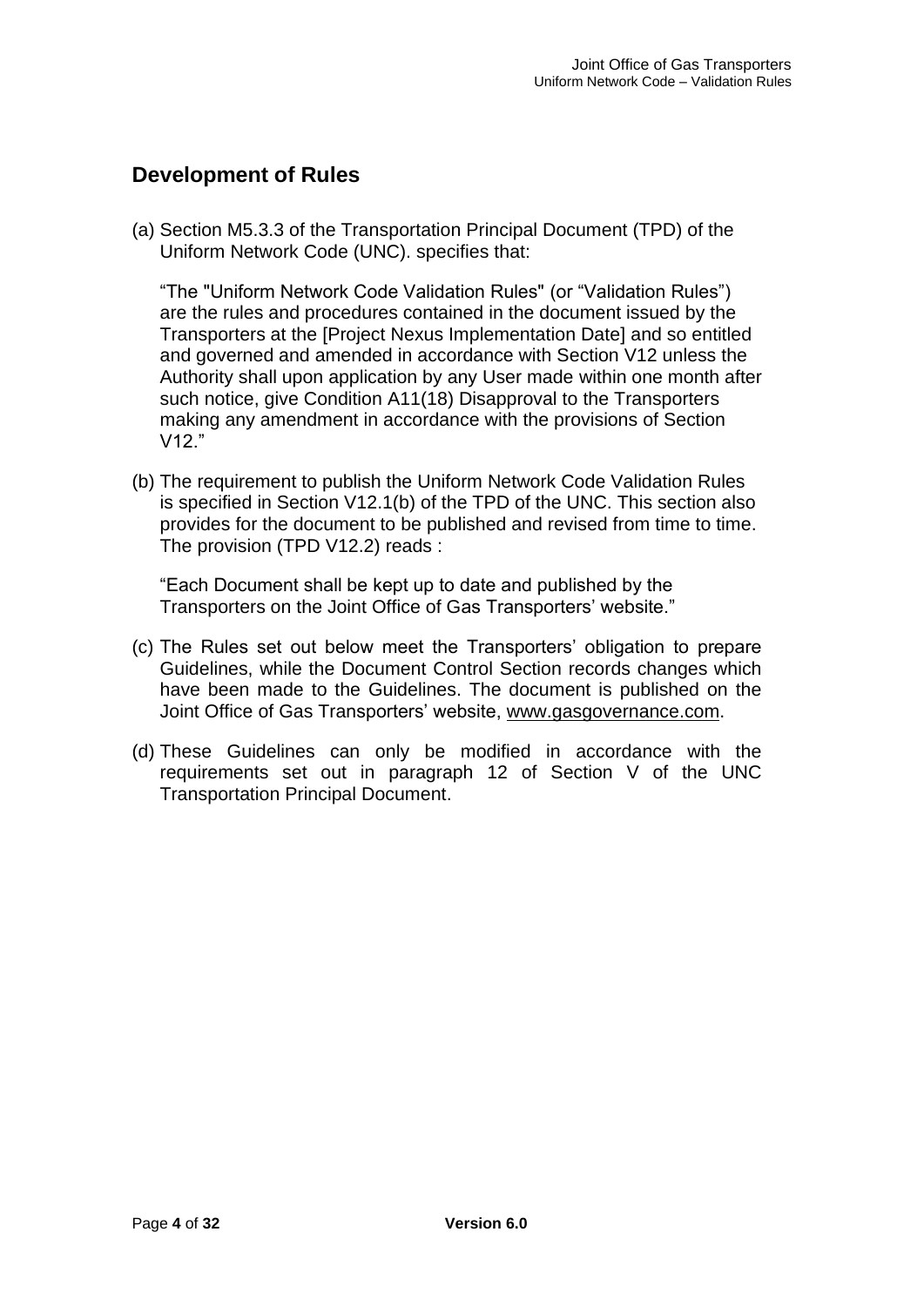## Development of Rules

(a) Section M5.3.3 of the Transportation Principal Document (TPD) of the Uniform Network Code (UNC). specifies that:

"The "Uniform Network Code Validation Rules" (or "Validation Rules") are the rules and procedures contained in the document issued by the Transporters at the [Project Nexus Implementation Date] and so entitled and governed and amended in accordance with Section V12 unless the Authority shall upon application by any User made within one month after such notice, give Condition A11(18) Disapproval to the Transporters making any amendment in accordance with the provisions of Section V12."

(b) The requirement to publish the Uniform Network Code Validation Rules is specified in Section V12.1(b) of the TPD of the UNC. This section also provides for the document to be published and revised from time to time. The provision (TPD V12.2) reads :

"Each Document shall be kept up to date and published by the Transporters on the Joint Office of Gas Transporters' website."

(c) The Rules set out below meet the Transporters' obligation to prepare Guidelines, while the Document Control Section records changes which have been made to the Guidelines. The document is published on the Joint Office of Gas Transporters' website, www.gasgovernance.com.

(d) These Guidelines can only be modified in accordance with the requirements set out in paragraph 12 of Section V of the UNC Transportation Principal Document.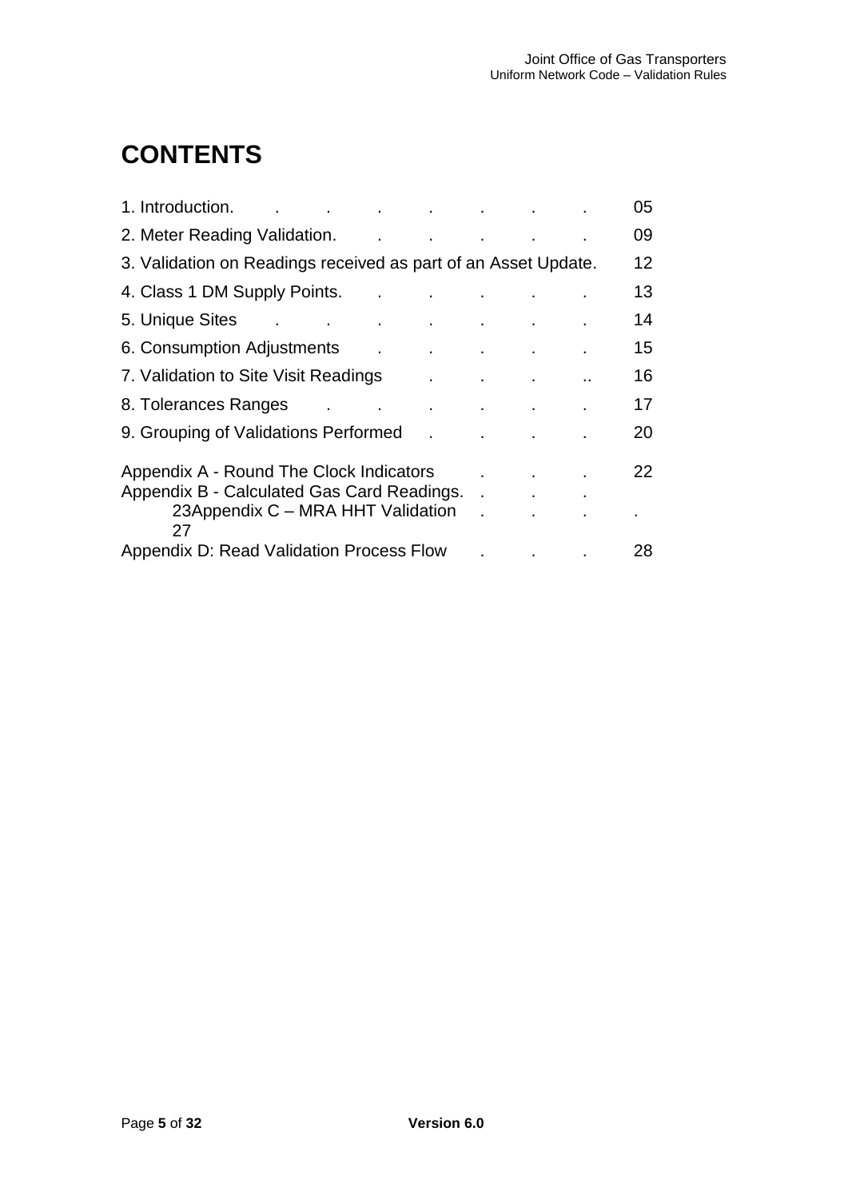# CONTENTS

| | |
|---|---|
| 1. Introduction. | 05 |
| 2. Meter Reading Validation. | 09 |
| 3. Validation on Readings received as part of an Asset Update. | 12 |
| 4. Class 1 DM Supply Points. | 13 |
| 5. Unique Sites | 14 |
| 6. Consumption Adjustments | 15 |
| 7. Validation to Site Visit Readings | 16 |
| 8. Tolerances Ranges | 17 |
| 9. Grouping of Validations Performed | 20 |
| Appendix A - Round The Clock Indicators | 22 |
| Appendix B - Calculated Gas Card Readings. | 23 |
| Appendix C – MRA HHT Validation | 27 |
| Appendix D: Read Validation Process Flow | 28 |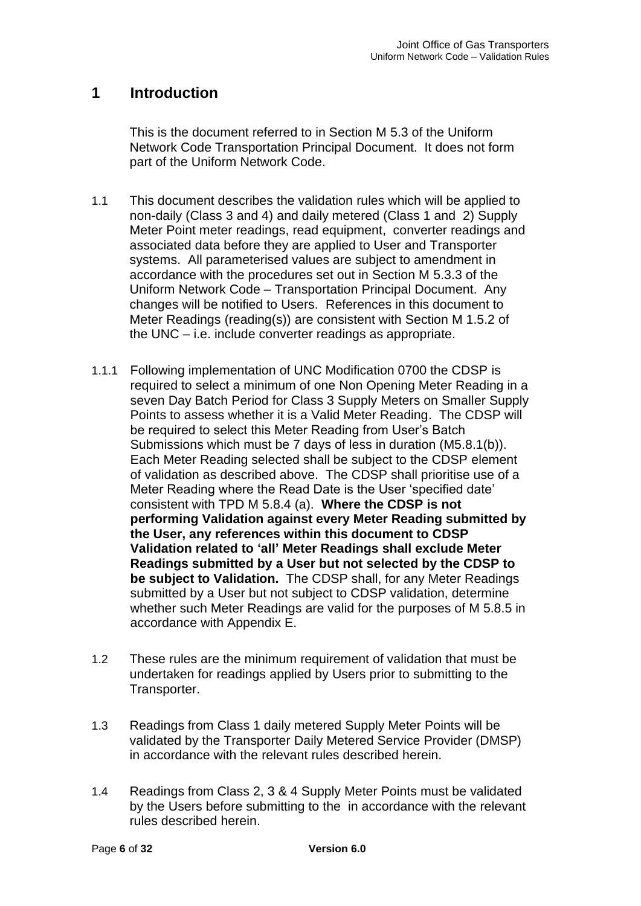# 1 Introduction

This is the document referred to in Section M 5.3 of the Uniform Network Code Transportation Principal Document. It does not form part of the Uniform Network Code.

1.1 This document describes the validation rules which will be applied to non-daily (Class 3 and 4) and daily metered (Class 1 and 2) Supply Meter Point meter readings, read equipment, converter readings and associated data before they are applied to User and Transporter systems. All parameterised values are subject to amendment in accordance with the procedures set out in Section M 5.3.3 of the Uniform Network Code – Transportation Principal Document. Any changes will be notified to Users. References in this document to Meter Readings (reading(s)) are consistent with Section M 1.5.2 of the UNC – i.e. include converter readings as appropriate.

1.1.1 Following implementation of UNC Modification 0700 the CDSP is required to select a minimum of one Non Opening Meter Reading in a seven Day Batch Period for Class 3 Supply Meters on Smaller Supply Points to assess whether it is a Valid Meter Reading. The CDSP will be required to select this Meter Reading from User's Batch Submissions which must be 7 days of less in duration (M5.8.1(b)). Each Meter Reading selected shall be subject to the CDSP element of validation as described above. The CDSP shall prioritise use of a Meter Reading where the Read Date is the User 'specified date' consistent with TPD M 5.8.4 (a). **Where the CDSP is not performing Validation against every Meter Reading submitted by the User, any references within this document to CDSP Validation related to 'all' Meter Readings shall exclude Meter Readings submitted by a User but not selected by the CDSP to be subject to Validation.** The CDSP shall, for any Meter Readings submitted by a User but not subject to CDSP validation, determine whether such Meter Readings are valid for the purposes of M 5.8.5 in accordance with Appendix E.

1.2 These rules are the minimum requirement of validation that must be undertaken for readings applied by Users prior to submitting to the Transporter.

1.3 Readings from Class 1 daily metered Supply Meter Points will be validated by the Transporter Daily Metered Service Provider (DMSP) in accordance with the relevant rules described herein.

1.4 Readings from Class 2, 3 & 4 Supply Meter Points must be validated by the Users before submitting to the in accordance with the relevant rules described herein.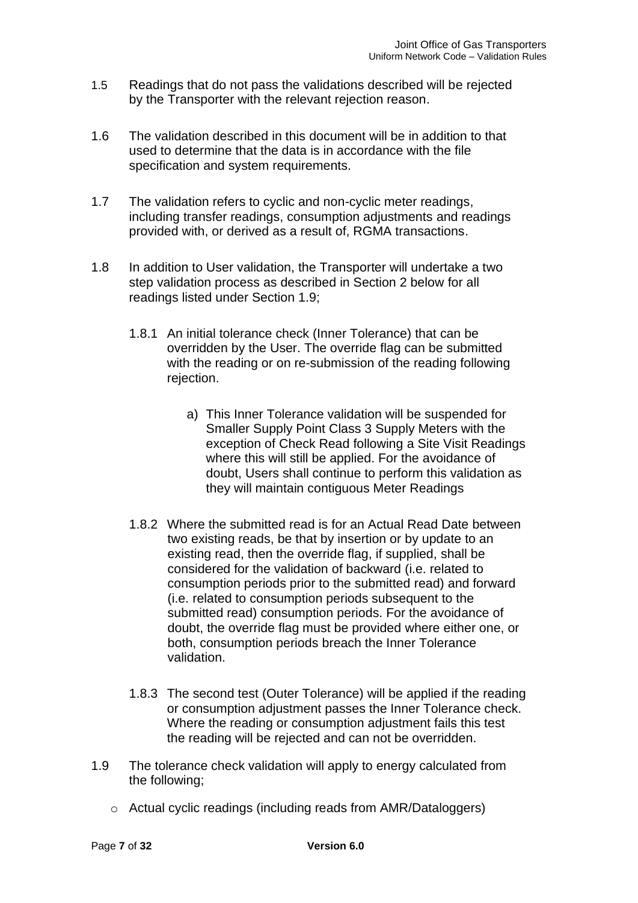1.5 Readings that do not pass the validations described will be rejected by the Transporter with the relevant rejection reason.

1.6 The validation described in this document will be in addition to that used to determine that the data is in accordance with the file specification and system requirements.

1.7 The validation refers to cyclic and non-cyclic meter readings, including transfer readings, consumption adjustments and readings provided with, or derived as a result of, RGMA transactions.

1.8 In addition to User validation, the Transporter will undertake a two step validation process as described in Section 2 below for all readings listed under Section 1.9;

1.8.1 An initial tolerance check (Inner Tolerance) that can be overridden by the User. The override flag can be submitted with the reading or on re-submission of the reading following rejection.

a) This Inner Tolerance validation will be suspended for Smaller Supply Point Class 3 Supply Meters with the exception of Check Read following a Site Visit Readings where this will still be applied. For the avoidance of doubt, Users shall continue to perform this validation as they will maintain contiguous Meter Readings

1.8.2 Where the submitted read is for an Actual Read Date between two existing reads, be that by insertion or by update to an existing read, then the override flag, if supplied, shall be considered for the validation of backward (i.e. related to consumption periods prior to the submitted read) and forward (i.e. related to consumption periods subsequent to the submitted read) consumption periods. For the avoidance of doubt, the override flag must be provided where either one, or both, consumption periods breach the Inner Tolerance validation.

1.8.3 The second test (Outer Tolerance) will be applied if the reading or consumption adjustment passes the Inner Tolerance check. Where the reading or consumption adjustment fails this test the reading will be rejected and can not be overridden.

1.9 The tolerance check validation will apply to energy calculated from the following;

- Actual cyclic readings (including reads from AMR/Dataloggers)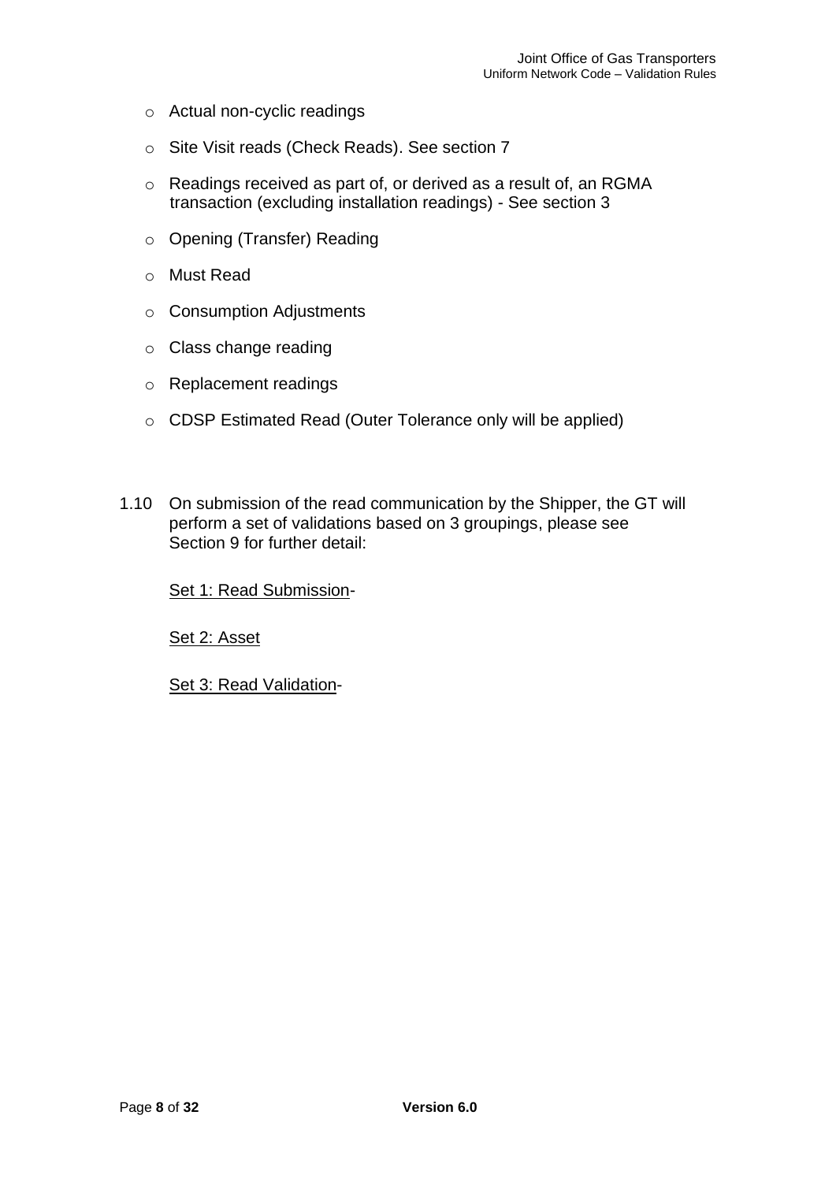- Actual non-cyclic readings
- Site Visit reads (Check Reads). See section 7
- Readings received as part of, or derived as a result of, an RGMA transaction (excluding installation readings) - See section 3
- Opening (Transfer) Reading
- Must Read
- Consumption Adjustments
- Class change reading
- Replacement readings
- CDSP Estimated Read (Outer Tolerance only will be applied)

1.10 On submission of the read communication by the Shipper, the GT will perform a set of validations based on 3 groupings, please see Section 9 for further detail:

<u>Set 1: Read Submission</u>-

<u>Set 2: Asset</u>

<u>Set 3: Read Validation</u>-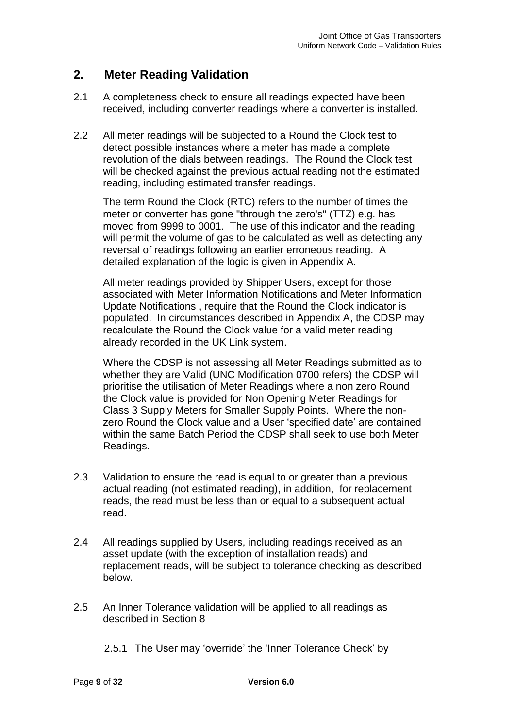## 2. Meter Reading Validation

2.1 A completeness check to ensure all readings expected have been received, including converter readings where a converter is installed.

2.2 All meter readings will be subjected to a Round the Clock test to detect possible instances where a meter has made a complete revolution of the dials between readings. The Round the Clock test will be checked against the previous actual reading not the estimated reading, including estimated transfer readings.

The term Round the Clock (RTC) refers to the number of times the meter or converter has gone "through the zero's" (TTZ) e.g. has moved from 9999 to 0001. The use of this indicator and the reading will permit the volume of gas to be calculated as well as detecting any reversal of readings following an earlier erroneous reading. A detailed explanation of the logic is given in Appendix A.

All meter readings provided by Shipper Users, except for those associated with Meter Information Notifications and Meter Information Update Notifications , require that the Round the Clock indicator is populated. In circumstances described in Appendix A, the CDSP may recalculate the Round the Clock value for a valid meter reading already recorded in the UK Link system.

Where the CDSP is not assessing all Meter Readings submitted as to whether they are Valid (UNC Modification 0700 refers) the CDSP will prioritise the utilisation of Meter Readings where a non zero Round the Clock value is provided for Non Opening Meter Readings for Class 3 Supply Meters for Smaller Supply Points. Where the non-zero Round the Clock value and a User 'specified date' are contained within the same Batch Period the CDSP shall seek to use both Meter Readings.

2.3 Validation to ensure the read is equal to or greater than a previous actual reading (not estimated reading), in addition, for replacement reads, the read must be less than or equal to a subsequent actual read.

2.4 All readings supplied by Users, including readings received as an asset update (with the exception of installation reads) and replacement reads, will be subject to tolerance checking as described below.

2.5 An Inner Tolerance validation will be applied to all readings as described in Section 8

2.5.1 The User may 'override' the 'Inner Tolerance Check' by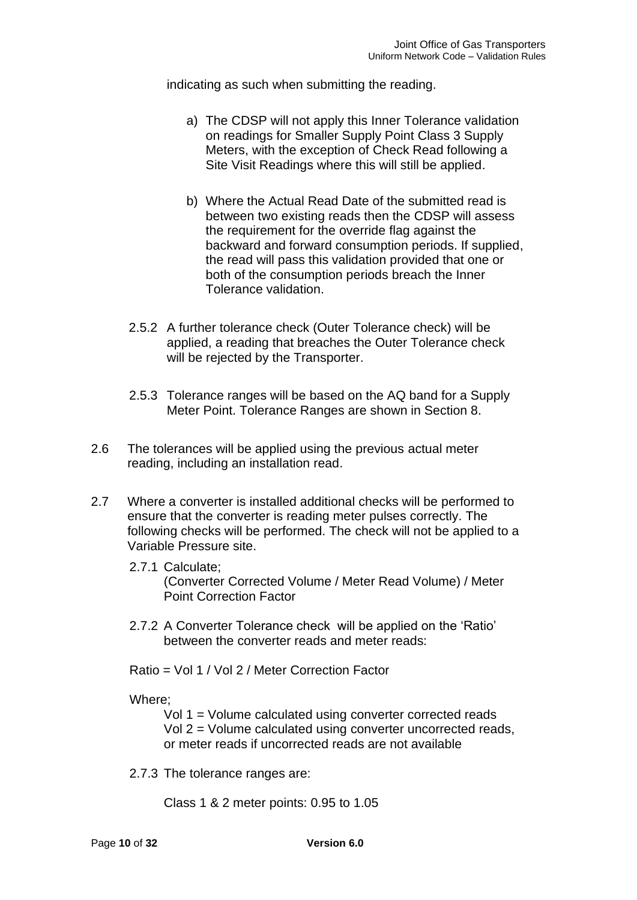indicating as such when submitting the reading.

a) The CDSP will not apply this Inner Tolerance validation on readings for Smaller Supply Point Class 3 Supply Meters, with the exception of Check Read following a Site Visit Readings where this will still be applied.

b) Where the Actual Read Date of the submitted read is between two existing reads then the CDSP will assess the requirement for the override flag against the backward and forward consumption periods. If supplied, the read will pass this validation provided that one or both of the consumption periods breach the Inner Tolerance validation.

2.5.2 A further tolerance check (Outer Tolerance check) will be applied, a reading that breaches the Outer Tolerance check will be rejected by the Transporter.

2.5.3 Tolerance ranges will be based on the AQ band for a Supply Meter Point. Tolerance Ranges are shown in Section 8.

2.6 The tolerances will be applied using the previous actual meter reading, including an installation read.

2.7 Where a converter is installed additional checks will be performed to ensure that the converter is reading meter pulses correctly. The following checks will be performed. The check will not be applied to a Variable Pressure site.

2.7.1 Calculate;
(Converter Corrected Volume / Meter Read Volume) / Meter Point Correction Factor

2.7.2 A Converter Tolerance check will be applied on the 'Ratio' between the converter reads and meter reads:

Ratio = Vol 1 / Vol 2 / Meter Correction Factor

Where;
Vol 1 = Volume calculated using converter corrected reads
Vol 2 = Volume calculated using converter uncorrected reads, or meter reads if uncorrected reads are not available

2.7.3 The tolerance ranges are:

Class 1 & 2 meter points: 0.95 to 1.05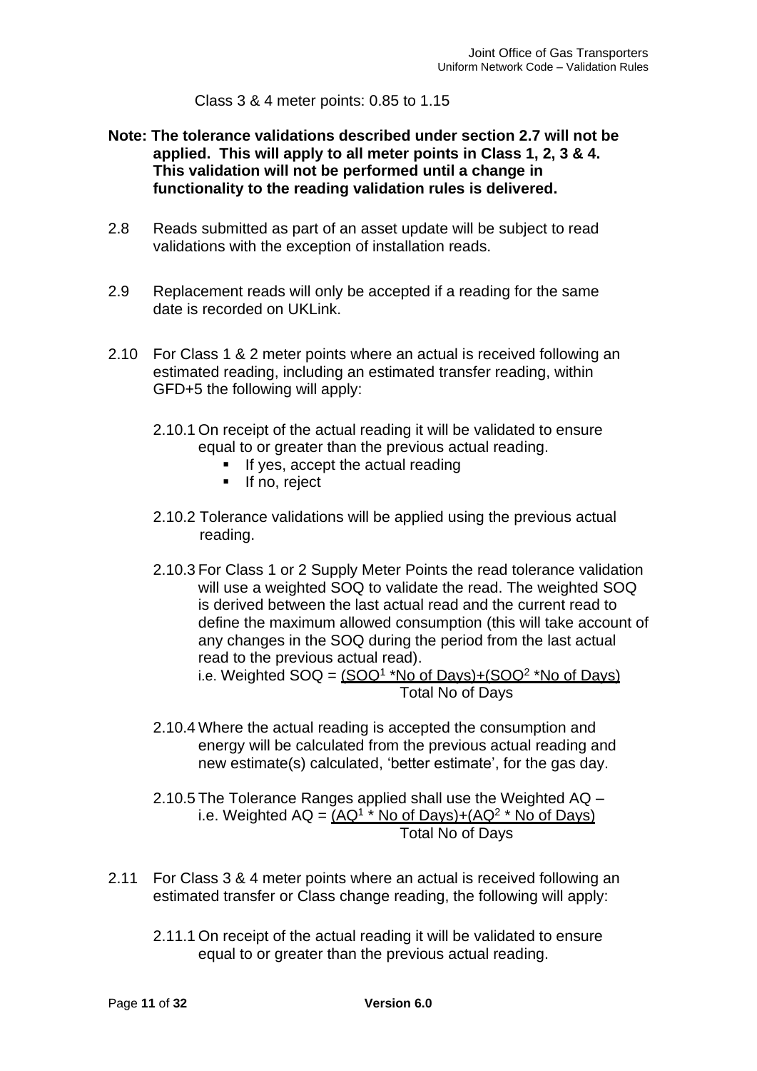Class 3 & 4 meter points: 0.85 to 1.15

**Note: The tolerance validations described under section 2.7 will not be applied. This will apply to all meter points in Class 1, 2, 3 & 4. This validation will not be performed until a change in functionality to the reading validation rules is delivered.**

2.8 Reads submitted as part of an asset update will be subject to read validations with the exception of installation reads.

2.9 Replacement reads will only be accepted if a reading for the same date is recorded on UKLink.

2.10 For Class 1 & 2 meter points where an actual is received following an estimated reading, including an estimated transfer reading, within GFD+5 the following will apply:

2.10.1 On receipt of the actual reading it will be validated to ensure equal to or greater than the previous actual reading.

- If yes, accept the actual reading
- If no, reject

2.10.2 Tolerance validations will be applied using the previous actual reading.

2.10.3 For Class 1 or 2 Supply Meter Points the read tolerance validation will use a weighted SOQ to validate the read. The weighted SOQ is derived between the last actual read and the current read to define the maximum allowed consumption (this will take account of any changes in the SOQ during the period from the last actual read to the previous actual read).

i.e. $\text{Weighted SOQ} = \dfrac{(SOQ^1 * \text{No of Days}) + (SOQ^2 * \text{No of Days})}{\text{Total No of Days}}$

2.10.4 Where the actual reading is accepted the consumption and energy will be calculated from the previous actual reading and new estimate(s) calculated, 'better estimate', for the gas day.

2.10.5 The Tolerance Ranges applied shall use the Weighted AQ –

i.e. $\text{Weighted AQ} = \dfrac{(AQ^1 * \text{No of Days}) + (AQ^2 * \text{No of Days})}{\text{Total No of Days}}$

2.11 For Class 3 & 4 meter points where an actual is received following an estimated transfer or Class change reading, the following will apply:

2.11.1 On receipt of the actual reading it will be validated to ensure equal to or greater than the previous actual reading.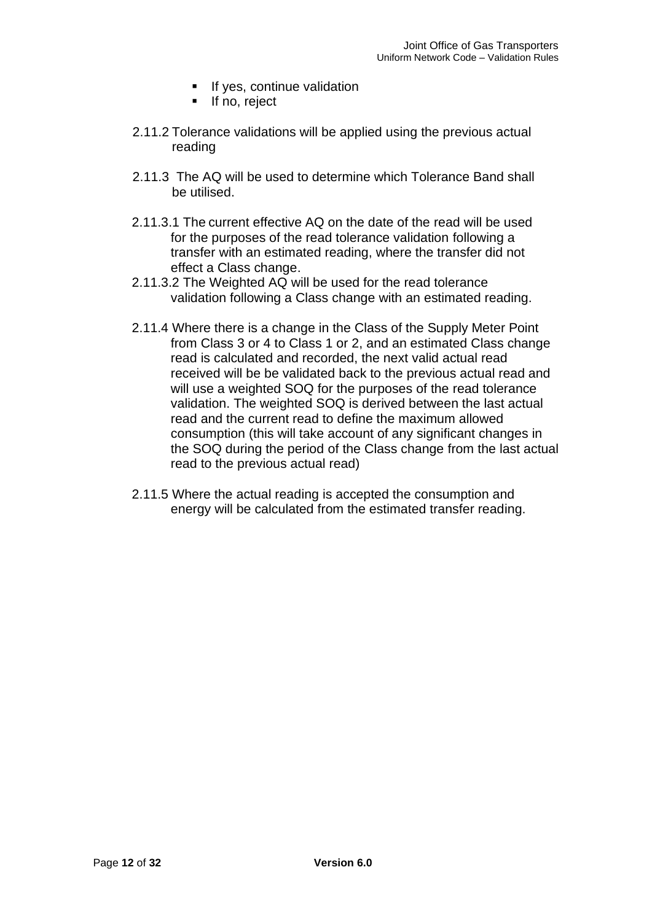- If yes, continue validation
- If no, reject

2.11.2 Tolerance validations will be applied using the previous actual reading

2.11.3 The AQ will be used to determine which Tolerance Band shall be utilised.

2.11.3.1 The current effective AQ on the date of the read will be used for the purposes of the read tolerance validation following a transfer with an estimated reading, where the transfer did not effect a Class change.

2.11.3.2 The Weighted AQ will be used for the read tolerance validation following a Class change with an estimated reading.

2.11.4 Where there is a change in the Class of the Supply Meter Point from Class 3 or 4 to Class 1 or 2, and an estimated Class change read is calculated and recorded, the next valid actual read received will be be validated back to the previous actual read and will use a weighted SOQ for the purposes of the read tolerance validation. The weighted SOQ is derived between the last actual read and the current read to define the maximum allowed consumption (this will take account of any significant changes in the SOQ during the period of the Class change from the last actual read to the previous actual read)

2.11.5 Where the actual reading is accepted the consumption and energy will be calculated from the estimated transfer reading.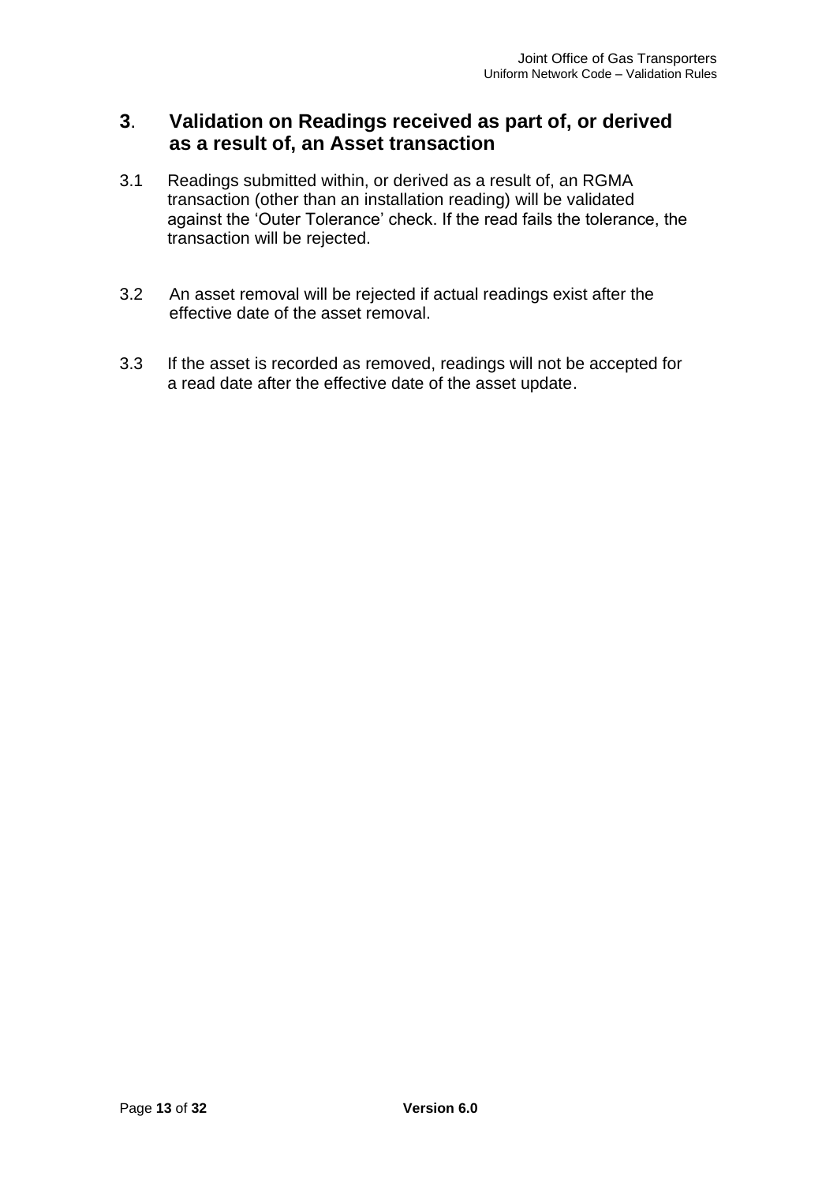## 3. Validation on Readings received as part of, or derived as a result of, an Asset transaction

3.1 Readings submitted within, or derived as a result of, an RGMA transaction (other than an installation reading) will be validated against the 'Outer Tolerance' check. If the read fails the tolerance, the transaction will be rejected.

3.2 An asset removal will be rejected if actual readings exist after the effective date of the asset removal.

3.3 If the asset is recorded as removed, readings will not be accepted for a read date after the effective date of the asset update.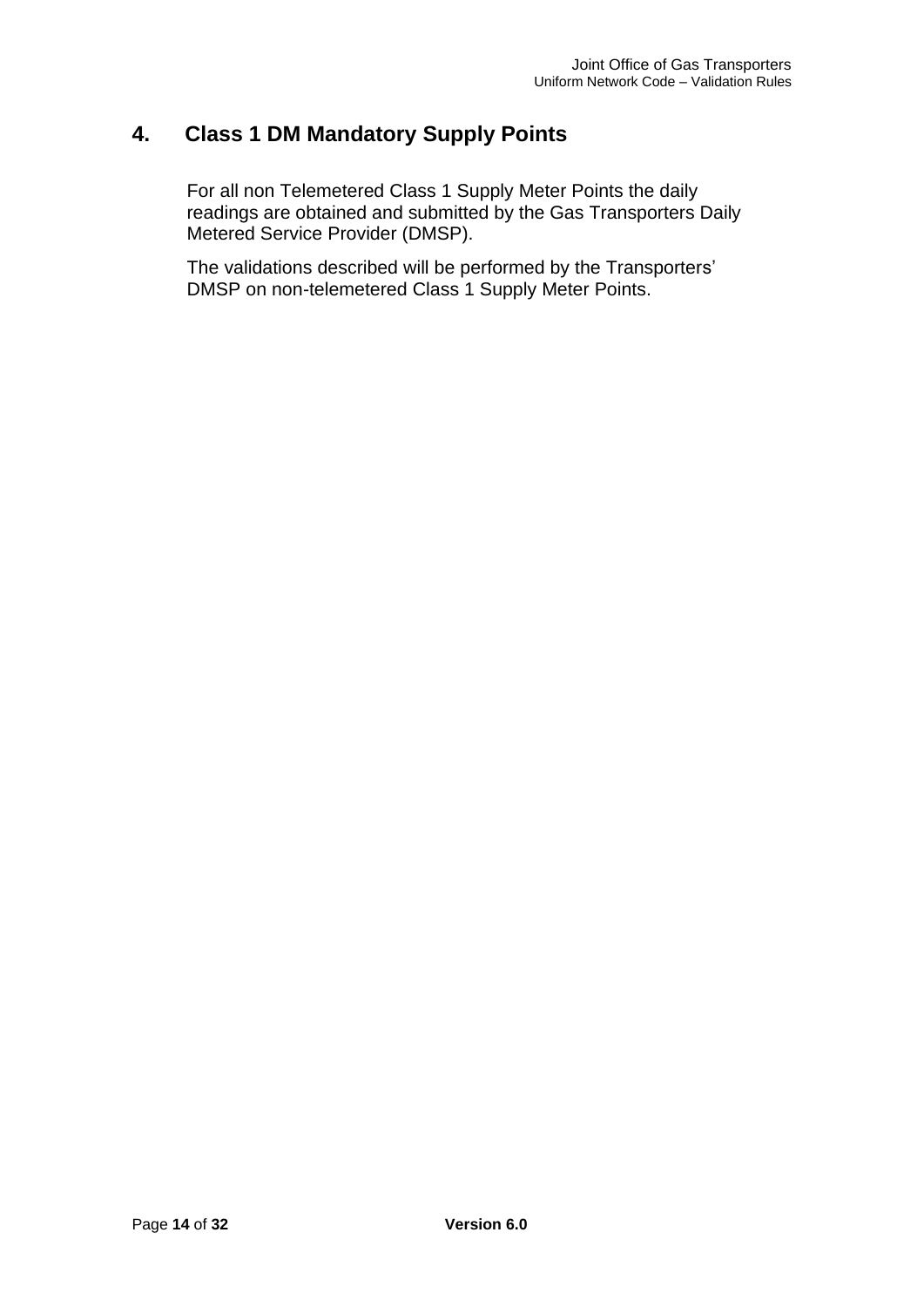# 4. Class 1 DM Mandatory Supply Points

For all non Telemetered Class 1 Supply Meter Points the daily readings are obtained and submitted by the Gas Transporters Daily Metered Service Provider (DMSP).

The validations described will be performed by the Transporters' DMSP on non-telemetered Class 1 Supply Meter Points.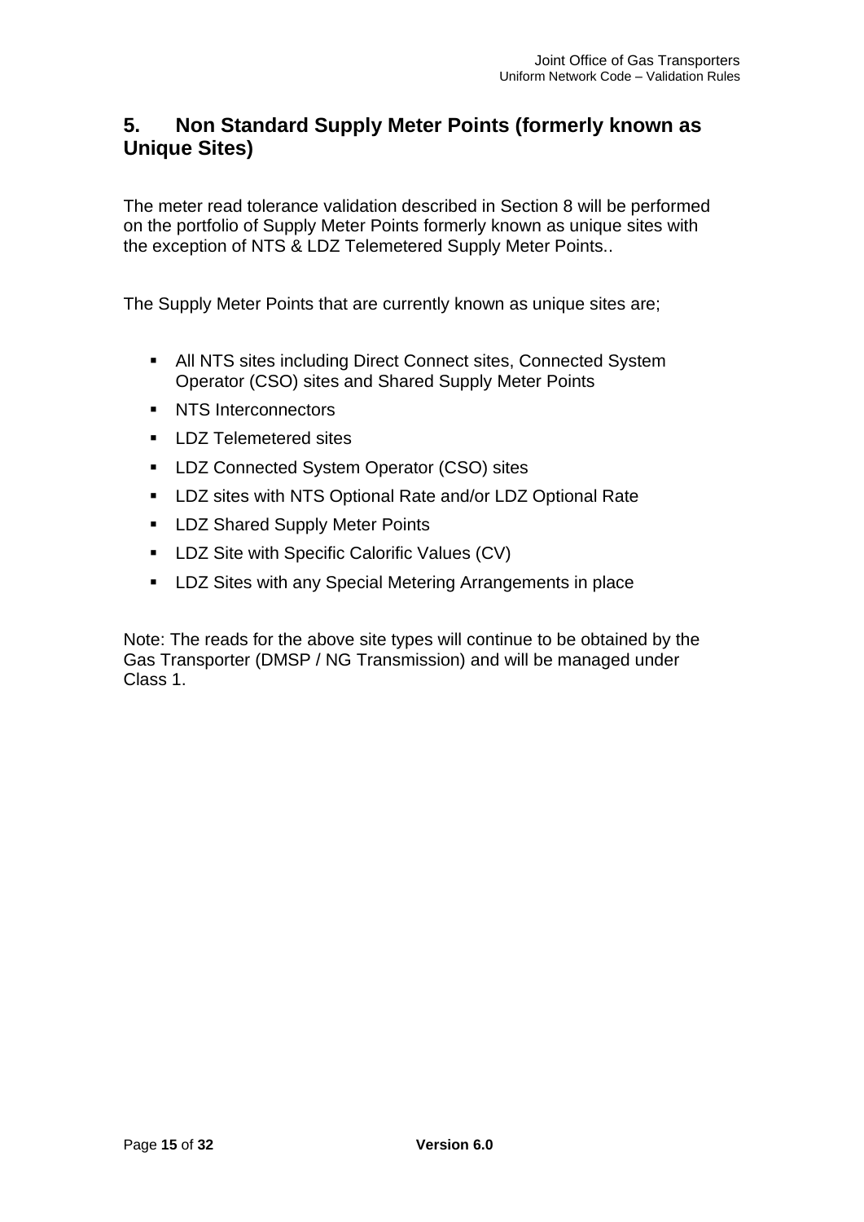# 5. Non Standard Supply Meter Points (formerly known as Unique Sites)

The meter read tolerance validation described in Section 8 will be performed on the portfolio of Supply Meter Points formerly known as unique sites with the exception of NTS & LDZ Telemetered Supply Meter Points..

The Supply Meter Points that are currently known as unique sites are;

- All NTS sites including Direct Connect sites, Connected System Operator (CSO) sites and Shared Supply Meter Points
- NTS Interconnectors
- LDZ Telemetered sites
- LDZ Connected System Operator (CSO) sites
- LDZ sites with NTS Optional Rate and/or LDZ Optional Rate
- LDZ Shared Supply Meter Points
- LDZ Site with Specific Calorific Values (CV)
- LDZ Sites with any Special Metering Arrangements in place

Note: The reads for the above site types will continue to be obtained by the Gas Transporter (DMSP / NG Transmission) and will be managed under Class 1.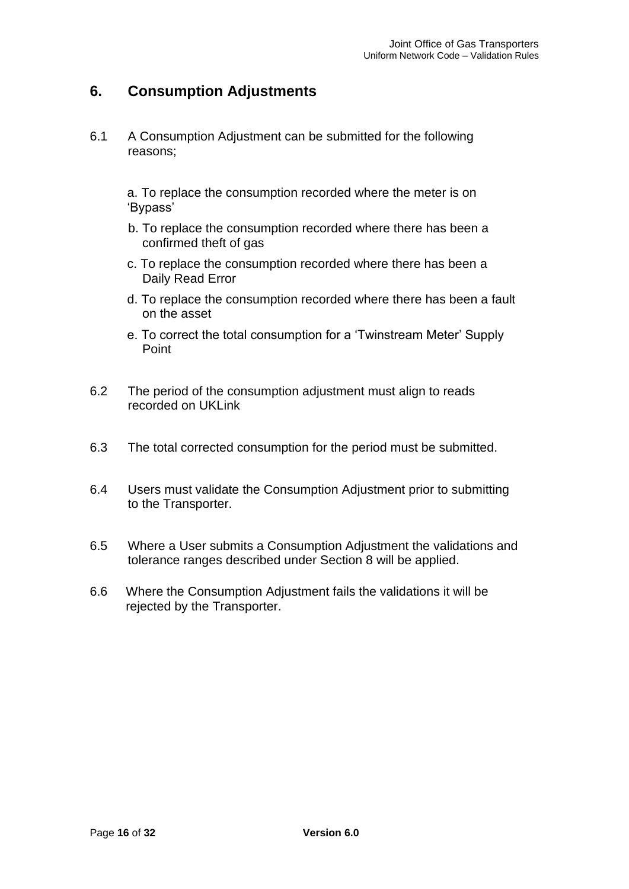## 6. Consumption Adjustments

6.1 A Consumption Adjustment can be submitted for the following reasons;

a. To replace the consumption recorded where the meter is on 'Bypass'

b. To replace the consumption recorded where there has been a confirmed theft of gas

c. To replace the consumption recorded where there has been a Daily Read Error

d. To replace the consumption recorded where there has been a fault on the asset

e. To correct the total consumption for a 'Twinstream Meter' Supply Point

6.2 The period of the consumption adjustment must align to reads recorded on UKLink

6.3 The total corrected consumption for the period must be submitted.

6.4 Users must validate the Consumption Adjustment prior to submitting to the Transporter.

6.5 Where a User submits a Consumption Adjustment the validations and tolerance ranges described under Section 8 will be applied.

6.6 Where the Consumption Adjustment fails the validations it will be rejected by the Transporter.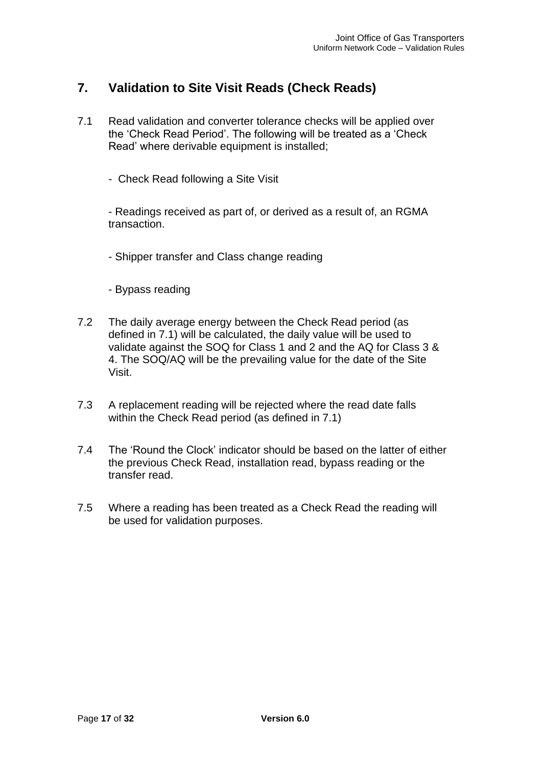# 7. Validation to Site Visit Reads (Check Reads)

7.1 Read validation and converter tolerance checks will be applied over the 'Check Read Period'. The following will be treated as a 'Check Read' where derivable equipment is installed;

- Check Read following a Site Visit

- Readings received as part of, or derived as a result of, an RGMA transaction.

- Shipper transfer and Class change reading

- Bypass reading

7.2 The daily average energy between the Check Read period (as defined in 7.1) will be calculated, the daily value will be used to validate against the SOQ for Class 1 and 2 and the AQ for Class 3 & 4. The SOQ/AQ will be the prevailing value for the date of the Site Visit.

7.3 A replacement reading will be rejected where the read date falls within the Check Read period (as defined in 7.1)

7.4 The 'Round the Clock' indicator should be based on the latter of either the previous Check Read, installation read, bypass reading or the transfer read.

7.5 Where a reading has been treated as a Check Read the reading will be used for validation purposes.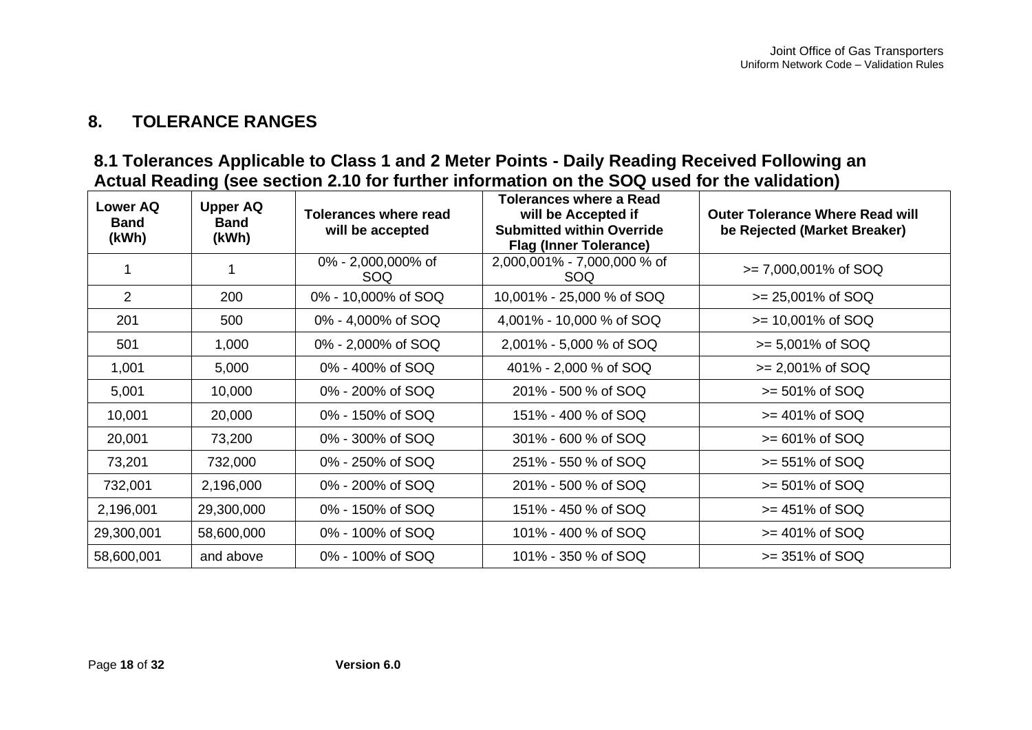## 8. TOLERANCE RANGES

### 8.1 Tolerances Applicable to Class 1 and 2 Meter Points - Daily Reading Received Following an Actual Reading (see section 2.10 for further information on the SOQ used for the validation)

| Lower AQ Band (kWh) | Upper AQ Band (kWh) | Tolerances where read will be accepted | Tolerances where a Read will be Accepted if Submitted within Override Flag (Inner Tolerance) | Outer Tolerance Where Read will be Rejected (Market Breaker) |
|---|---|---|---|---|
| 1 | 1 | 0% - 2,000,000% of SOQ | 2,000,001% - 7,000,000 % of SOQ | >= 7,000,001% of SOQ |
| 2 | 200 | 0% - 10,000% of SOQ | 10,001% - 25,000 % of SOQ | >= 25,001% of SOQ |
| 201 | 500 | 0% - 4,000% of SOQ | 4,001% - 10,000 % of SOQ | >= 10,001% of SOQ |
| 501 | 1,000 | 0% - 2,000% of SOQ | 2,001% - 5,000 % of SOQ | >= 5,001% of SOQ |
| 1,001 | 5,000 | 0% - 400% of SOQ | 401% - 2,000 % of SOQ | >= 2,001% of SOQ |
| 5,001 | 10,000 | 0% - 200% of SOQ | 201% - 500 % of SOQ | >= 501% of SOQ |
| 10,001 | 20,000 | 0% - 150% of SOQ | 151% - 400 % of SOQ | >= 401% of SOQ |
| 20,001 | 73,200 | 0% - 300% of SOQ | 301% - 600 % of SOQ | >= 601% of SOQ |
| 73,201 | 732,000 | 0% - 250% of SOQ | 251% - 550 % of SOQ | >= 551% of SOQ |
| 732,001 | 2,196,000 | 0% - 200% of SOQ | 201% - 500 % of SOQ | >= 501% of SOQ |
| 2,196,001 | 29,300,000 | 0% - 150% of SOQ | 151% - 450 % of SOQ | >= 451% of SOQ |
| 29,300,001 | 58,600,000 | 0% - 100% of SOQ | 101% - 400 % of SOQ | >= 401% of SOQ |
| 58,600,001 | and above | 0% - 100% of SOQ | 101% - 350 % of SOQ | >= 351% of SOQ |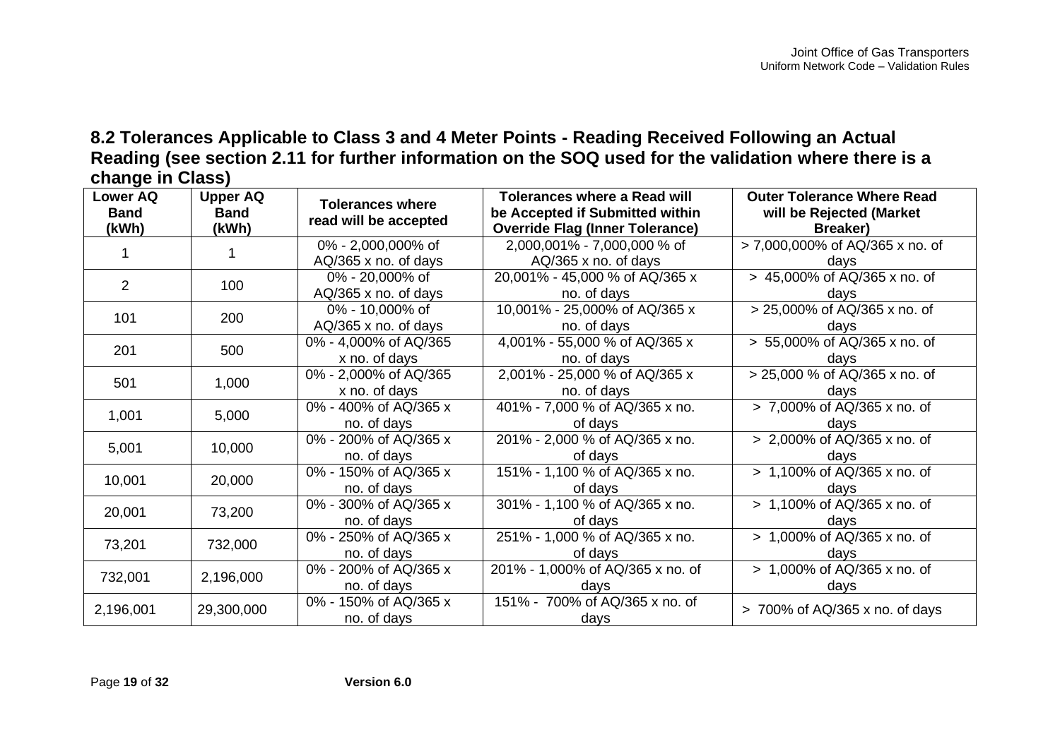## 8.2 Tolerances Applicable to Class 3 and 4 Meter Points - Reading Received Following an Actual Reading (see section 2.11 for further information on the SOQ used for the validation where there is a change in Class)

| Lower AQ Band (kWh) | Upper AQ Band (kWh) | Tolerances where read will be accepted | Tolerances where a Read will be Accepted if Submitted within Override Flag (Inner Tolerance) | Outer Tolerance Where Read will be Rejected (Market Breaker) |
|---|---|---|---|---|
| 1 | 1 | 0% - 2,000,000% of AQ/365 x no. of days | 2,000,001% - 7,000,000 % of AQ/365 x no. of days | > 7,000,000% of AQ/365 x no. of days |
| 2 | 100 | 0% - 20,000% of AQ/365 x no. of days | 20,001% - 45,000 % of AQ/365 x no. of days | > 45,000% of AQ/365 x no. of days |
| 101 | 200 | 0% - 10,000% of AQ/365 x no. of days | 10,001% - 25,000% of AQ/365 x no. of days | > 25,000% of AQ/365 x no. of days |
| 201 | 500 | 0% - 4,000% of AQ/365 x no. of days | 4,001% - 55,000 % of AQ/365 x no. of days | > 55,000% of AQ/365 x no. of days |
| 501 | 1,000 | 0% - 2,000% of AQ/365 x no. of days | 2,001% - 25,000 % of AQ/365 x no. of days | > 25,000 % of AQ/365 x no. of days |
| 1,001 | 5,000 | 0% - 400% of AQ/365 x no. of days | 401% - 7,000 % of AQ/365 x no. of days | > 7,000% of AQ/365 x no. of days |
| 5,001 | 10,000 | 0% - 200% of AQ/365 x no. of days | 201% - 2,000 % of AQ/365 x no. of days | > 2,000% of AQ/365 x no. of days |
| 10,001 | 20,000 | 0% - 150% of AQ/365 x no. of days | 151% - 1,100 % of AQ/365 x no. of days | > 1,100% of AQ/365 x no. of days |
| 20,001 | 73,200 | 0% - 300% of AQ/365 x no. of days | 301% - 1,100 % of AQ/365 x no. of days | > 1,100% of AQ/365 x no. of days |
| 73,201 | 732,000 | 0% - 250% of AQ/365 x no. of days | 251% - 1,000 % of AQ/365 x no. of days | > 1,000% of AQ/365 x no. of days |
| 732,001 | 2,196,000 | 0% - 200% of AQ/365 x no. of days | 201% - 1,000% of AQ/365 x no. of days | > 1,000% of AQ/365 x no. of days |
| 2,196,001 | 29,300,000 | 0% - 150% of AQ/365 x no. of days | 151% - 700% of AQ/365 x no. of days | > 700% of AQ/365 x no. of days |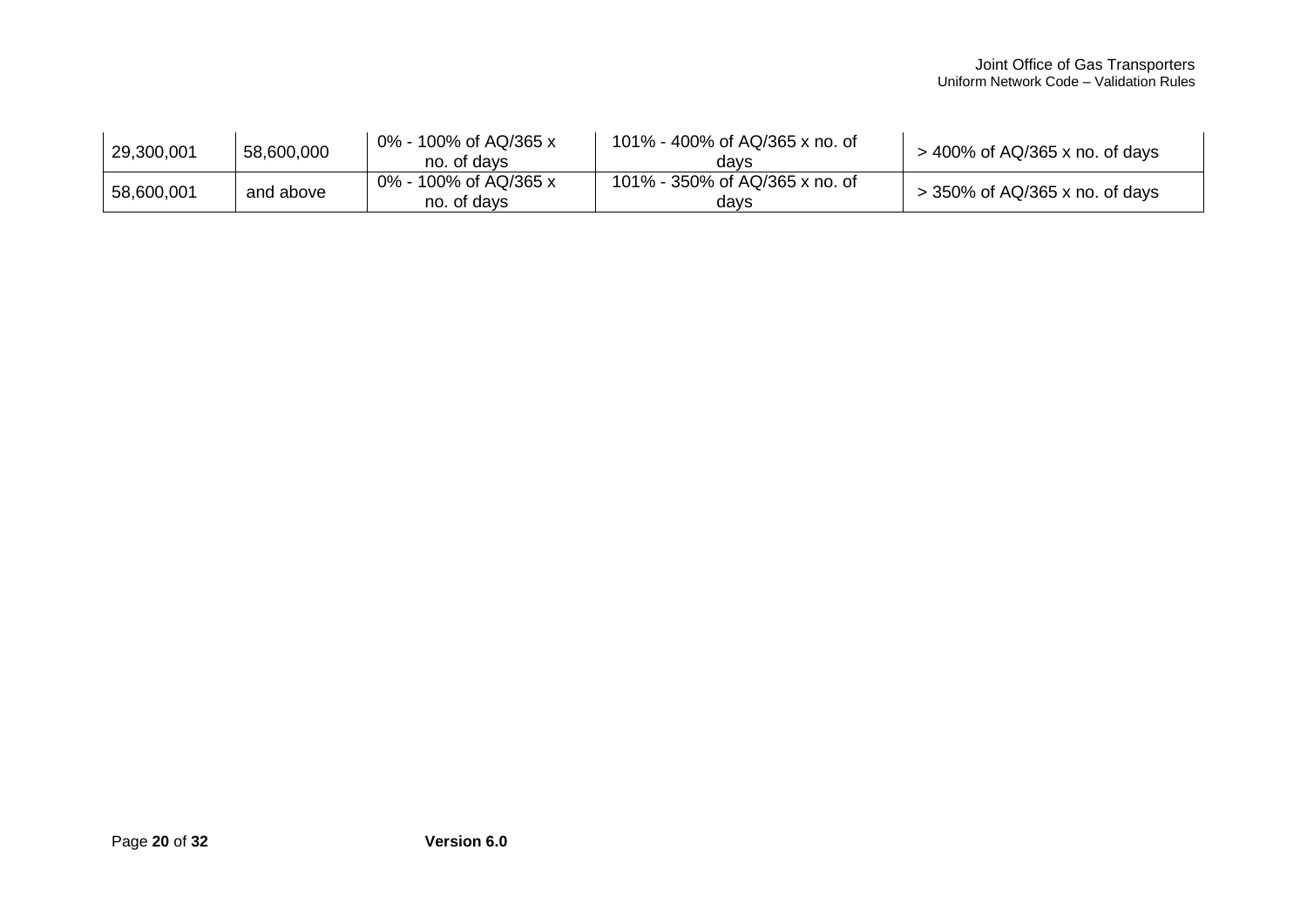| | | | | |
|---|---|---|---|---|
| 29,300,001 | 58,600,000 | 0% - 100% of AQ/365 x no. of days | 101% - 400% of AQ/365 x no. of days | > 400% of AQ/365 x no. of days |
| 58,600,001 | and above | 0% - 100% of AQ/365 x no. of days | 101% - 350% of AQ/365 x no. of days | > 350% of AQ/365 x no. of days |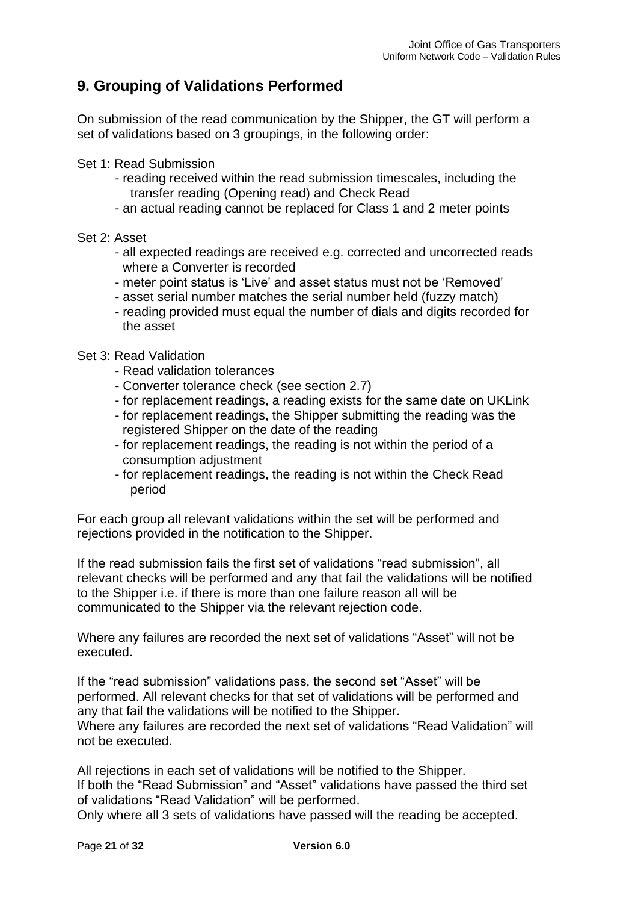## 9. Grouping of Validations Performed

On submission of the read communication by the Shipper, the GT will perform a set of validations based on 3 groupings, in the following order:

Set 1: Read Submission

- reading received within the read submission timescales, including the transfer reading (Opening read) and Check Read
- an actual reading cannot be replaced for Class 1 and 2 meter points

Set 2: Asset

- all expected readings are received e.g. corrected and uncorrected reads where a Converter is recorded
- meter point status is 'Live' and asset status must not be 'Removed'
- asset serial number matches the serial number held (fuzzy match)
- reading provided must equal the number of dials and digits recorded for the asset

Set 3: Read Validation

- Read validation tolerances
- Converter tolerance check (see section 2.7)
- for replacement readings, a reading exists for the same date on UKLink
- for replacement readings, the Shipper submitting the reading was the registered Shipper on the date of the reading
- for replacement readings, the reading is not within the period of a consumption adjustment
- for replacement readings, the reading is not within the Check Read period

For each group all relevant validations within the set will be performed and rejections provided in the notification to the Shipper.

If the read submission fails the first set of validations "read submission", all relevant checks will be performed and any that fail the validations will be notified to the Shipper i.e. if there is more than one failure reason all will be communicated to the Shipper via the relevant rejection code.

Where any failures are recorded the next set of validations "Asset" will not be executed.

If the "read submission" validations pass, the second set "Asset" will be performed. All relevant checks for that set of validations will be performed and any that fail the validations will be notified to the Shipper.
Where any failures are recorded the next set of validations "Read Validation" will not be executed.

All rejections in each set of validations will be notified to the Shipper.
If both the "Read Submission" and "Asset" validations have passed the third set of validations "Read Validation" will be performed.
Only where all 3 sets of validations have passed will the reading be accepted.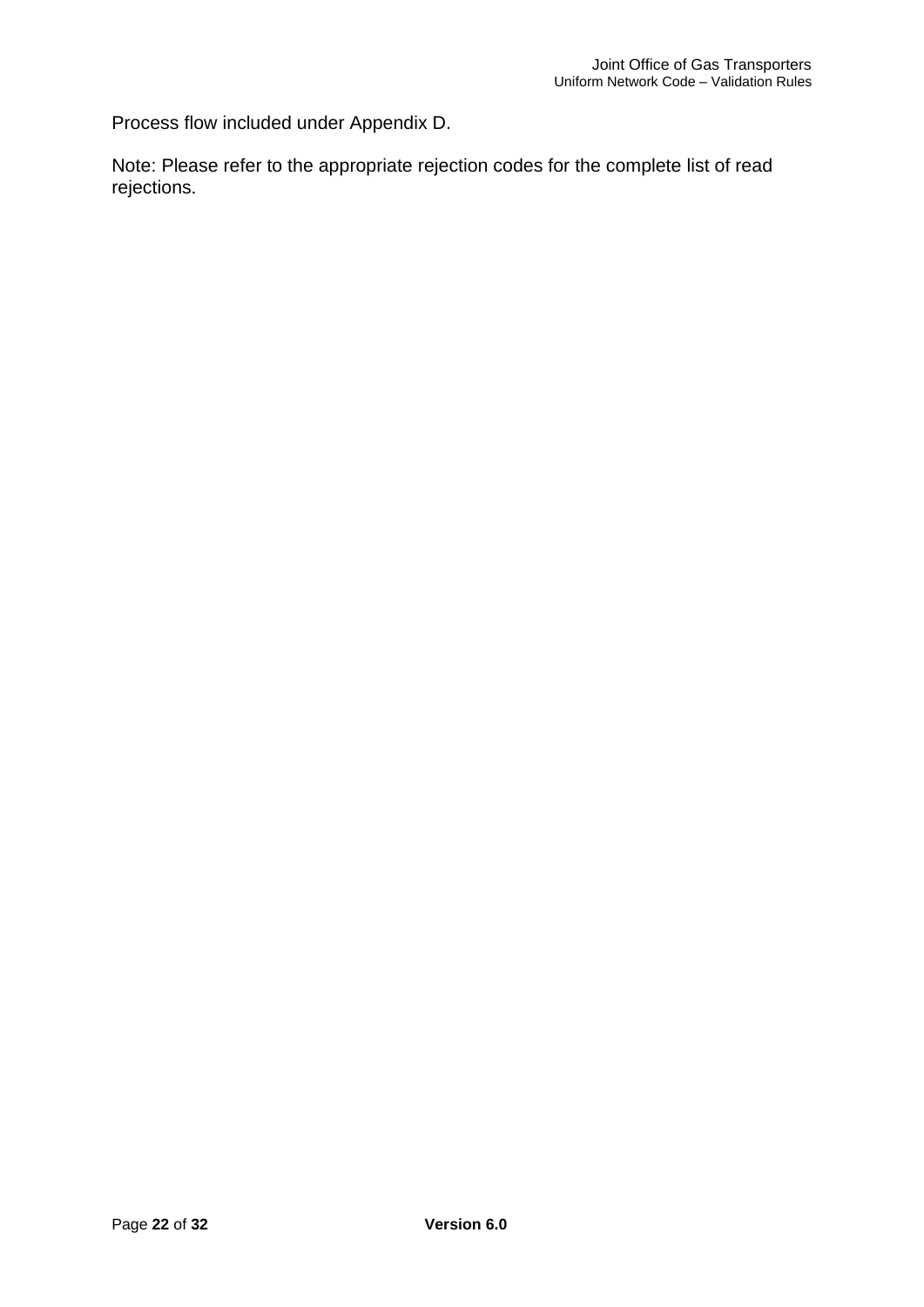Process flow included under Appendix D.

Note: Please refer to the appropriate rejection codes for the complete list of read rejections.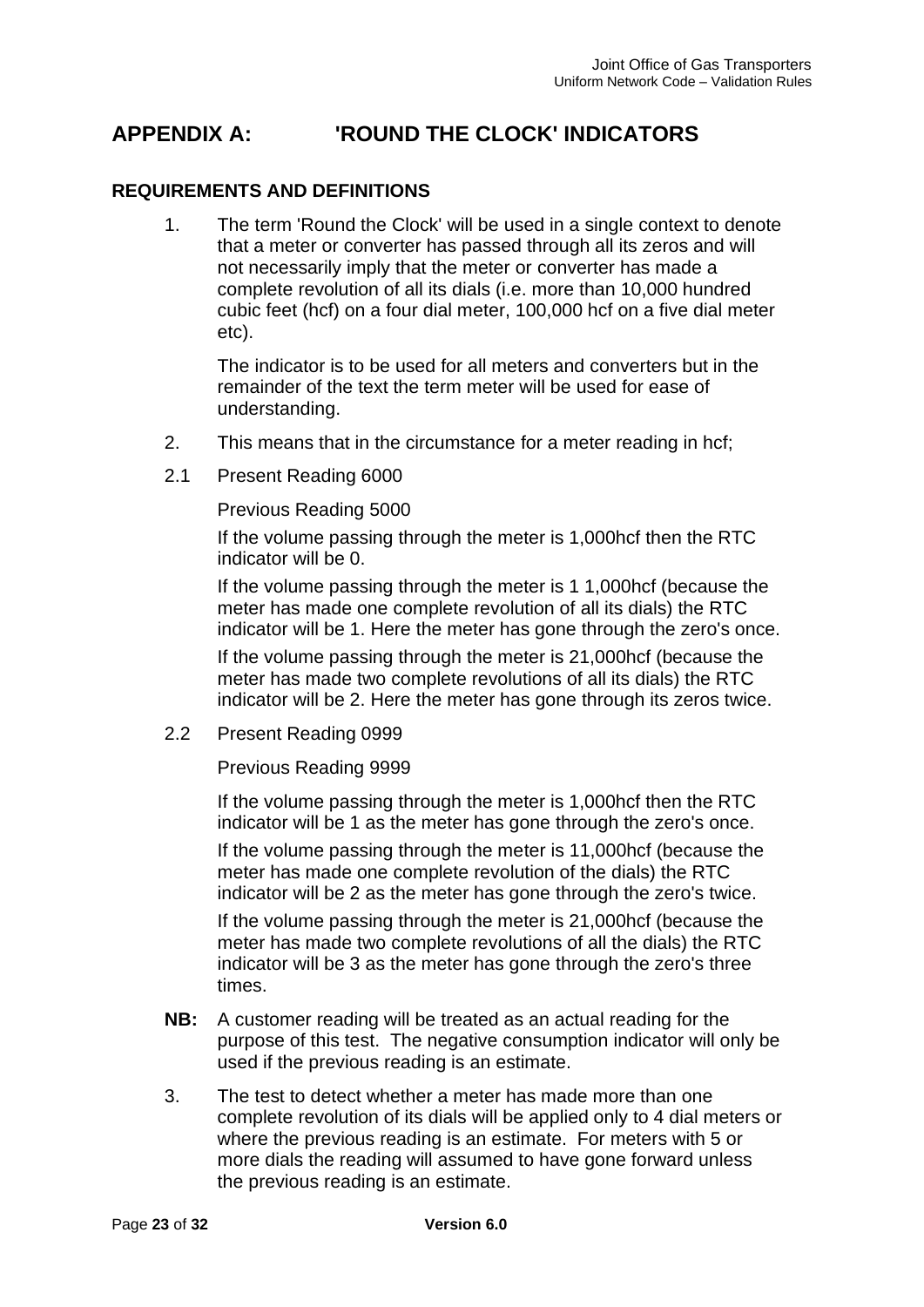# APPENDIX A: 'ROUND THE CLOCK' INDICATORS

## REQUIREMENTS AND DEFINITIONS

1. The term 'Round the Clock' will be used in a single context to denote that a meter or converter has passed through all its zeros and will not necessarily imply that the meter or converter has made a complete revolution of all its dials (i.e. more than 10,000 hundred cubic feet (hcf) on a four dial meter, 100,000 hcf on a five dial meter etc).

   The indicator is to be used for all meters and converters but in the remainder of the text the term meter will be used for ease of understanding.

2. This means that in the circumstance for a meter reading in hcf;

2.1 Present Reading 6000

   Previous Reading 5000

   If the volume passing through the meter is 1,000hcf then the RTC indicator will be 0.

   If the volume passing through the meter is 1 1,000hcf (because the meter has made one complete revolution of all its dials) the RTC indicator will be 1. Here the meter has gone through the zero's once.

   If the volume passing through the meter is 21,000hcf (because the meter has made two complete revolutions of all its dials) the RTC indicator will be 2. Here the meter has gone through its zeros twice.

2.2 Present Reading 0999

   Previous Reading 9999

   If the volume passing through the meter is 1,000hcf then the RTC indicator will be 1 as the meter has gone through the zero's once.

   If the volume passing through the meter is 11,000hcf (because the meter has made one complete revolution of the dials) the RTC indicator will be 2 as the meter has gone through the zero's twice.

   If the volume passing through the meter is 21,000hcf (because the meter has made two complete revolutions of all the dials) the RTC indicator will be 3 as the meter has gone through the zero's three times.

**NB:** A customer reading will be treated as an actual reading for the purpose of this test. The negative consumption indicator will only be used if the previous reading is an estimate.

3. The test to detect whether a meter has made more than one complete revolution of its dials will be applied only to 4 dial meters or where the previous reading is an estimate. For meters with 5 or more dials the reading will assumed to have gone forward unless the previous reading is an estimate.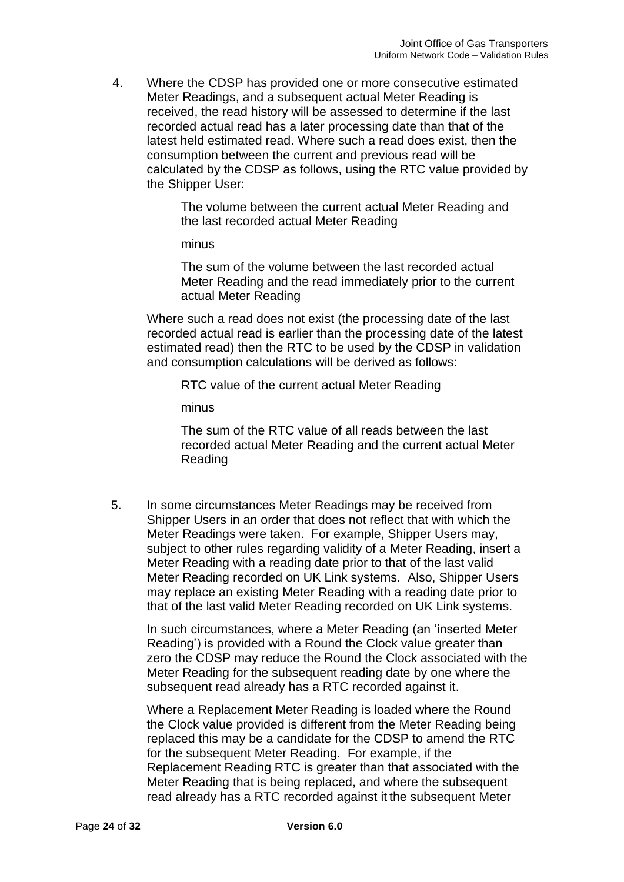4. Where the CDSP has provided one or more consecutive estimated Meter Readings, and a subsequent actual Meter Reading is received, the read history will be assessed to determine if the last recorded actual read has a later processing date than that of the latest held estimated read. Where such a read does exist, then the consumption between the current and previous read will be calculated by the CDSP as follows, using the RTC value provided by the Shipper User:

   The volume between the current actual Meter Reading and the last recorded actual Meter Reading

   minus

   The sum of the volume between the last recorded actual Meter Reading and the read immediately prior to the current actual Meter Reading

   Where such a read does not exist (the processing date of the last recorded actual read is earlier than the processing date of the latest estimated read) then the RTC to be used by the CDSP in validation and consumption calculations will be derived as follows:

   RTC value of the current actual Meter Reading

   minus

   The sum of the RTC value of all reads between the last recorded actual Meter Reading and the current actual Meter Reading

5. In some circumstances Meter Readings may be received from Shipper Users in an order that does not reflect that with which the Meter Readings were taken. For example, Shipper Users may, subject to other rules regarding validity of a Meter Reading, insert a Meter Reading with a reading date prior to that of the last valid Meter Reading recorded on UK Link systems. Also, Shipper Users may replace an existing Meter Reading with a reading date prior to that of the last valid Meter Reading recorded on UK Link systems.

   In such circumstances, where a Meter Reading (an 'inserted Meter Reading') is provided with a Round the Clock value greater than zero the CDSP may reduce the Round the Clock associated with the Meter Reading for the subsequent reading date by one where the subsequent read already has a RTC recorded against it.

   Where a Replacement Meter Reading is loaded where the Round the Clock value provided is different from the Meter Reading being replaced this may be a candidate for the CDSP to amend the RTC for the subsequent Meter Reading. For example, if the Replacement Reading RTC is greater than that associated with the Meter Reading that is being replaced, and where the subsequent read already has a RTC recorded against it the subsequent Meter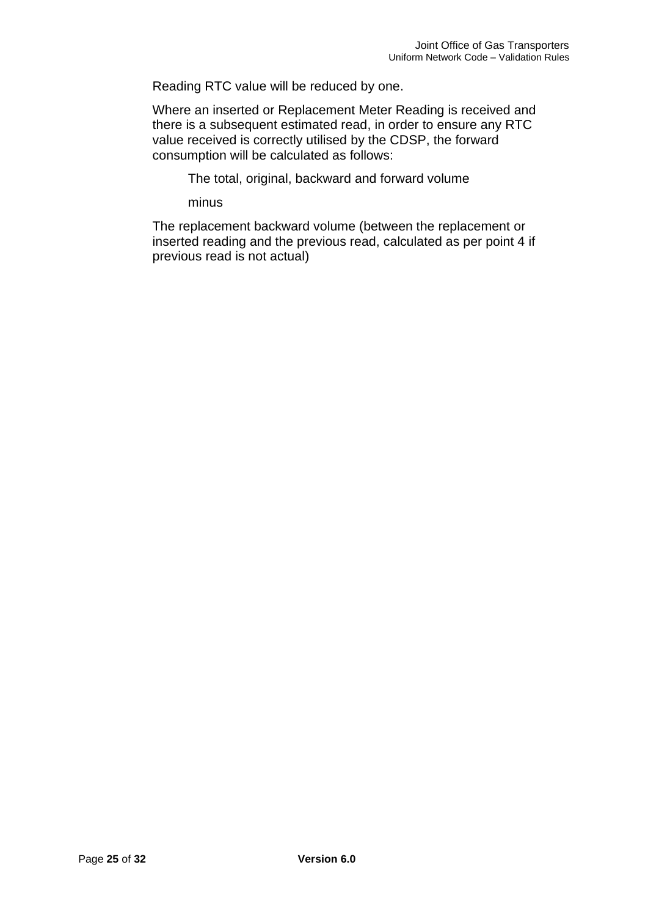Reading RTC value will be reduced by one.

Where an inserted or Replacement Meter Reading is received and there is a subsequent estimated read, in order to ensure any RTC value received is correctly utilised by the CDSP, the forward consumption will be calculated as follows:

> The total, original, backward and forward volume
>
> minus

The replacement backward volume (between the replacement or inserted reading and the previous read, calculated as per point 4 if previous read is not actual)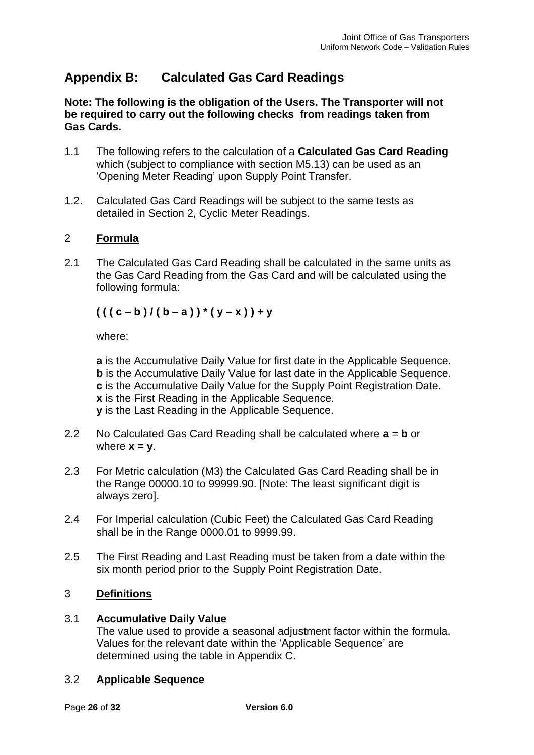# Appendix B: Calculated Gas Card Readings

**Note: The following is the obligation of the Users. The Transporter will not be required to carry out the following checks from readings taken from Gas Cards.**

1.1 The following refers to the calculation of a **Calculated Gas Card Reading** which (subject to compliance with section M5.13) can be used as an 'Opening Meter Reading' upon Supply Point Transfer.

1.2. Calculated Gas Card Readings will be subject to the same tests as detailed in Section 2, Cyclic Meter Readings.

## 2 Formula

2.1 The Calculated Gas Card Reading shall be calculated in the same units as the Gas Card Reading from the Gas Card and will be calculated using the following formula:

$$( ( ( c - b ) / ( b - a ) ) * ( y - x ) ) + y$$

where:

**a** is the Accumulative Daily Value for first date in the Applicable Sequence.
**b** is the Accumulative Daily Value for last date in the Applicable Sequence.
**c** is the Accumulative Daily Value for the Supply Point Registration Date.
**x** is the First Reading in the Applicable Sequence.
**y** is the Last Reading in the Applicable Sequence.

2.2 No Calculated Gas Card Reading shall be calculated where **a** = **b** or where **x = y**.

2.3 For Metric calculation (M3) the Calculated Gas Card Reading shall be in the Range 00000.10 to 99999.90. [Note: The least significant digit is always zero].

2.4 For Imperial calculation (Cubic Feet) the Calculated Gas Card Reading shall be in the Range 0000.01 to 9999.99.

2.5 The First Reading and Last Reading must be taken from a date within the six month period prior to the Supply Point Registration Date.

## 3 Definitions

3.1 **Accumulative Daily Value**
The value used to provide a seasonal adjustment factor within the formula. Values for the relevant date within the 'Applicable Sequence' are determined using the table in Appendix C.

3.2 **Applicable Sequence**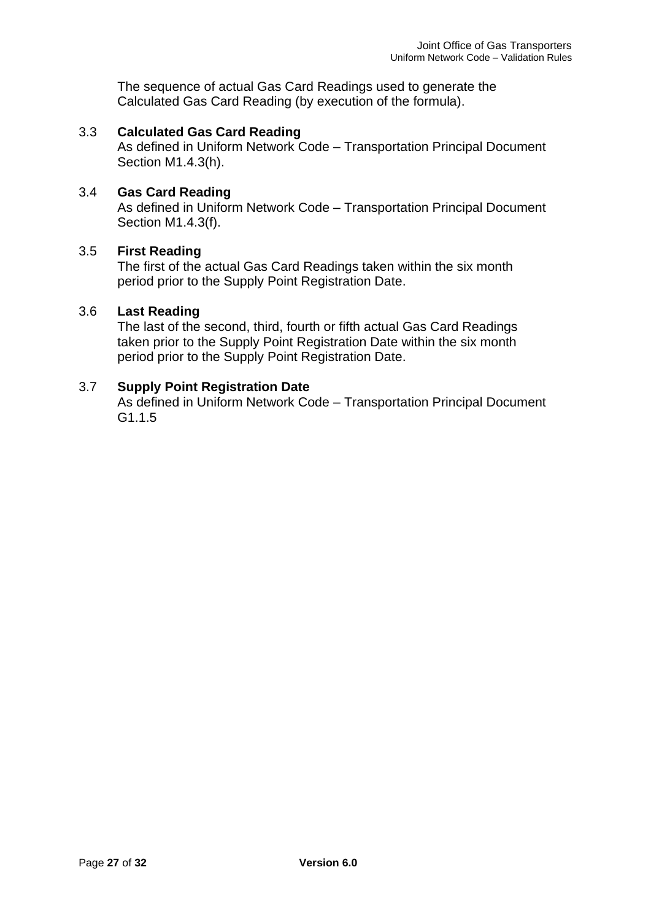The sequence of actual Gas Card Readings used to generate the Calculated Gas Card Reading (by execution of the formula).

3.3 **Calculated Gas Card Reading**
As defined in Uniform Network Code – Transportation Principal Document Section M1.4.3(h).

3.4 **Gas Card Reading**
As defined in Uniform Network Code – Transportation Principal Document Section M1.4.3(f).

3.5 **First Reading**
The first of the actual Gas Card Readings taken within the six month period prior to the Supply Point Registration Date.

3.6 **Last Reading**
The last of the second, third, fourth or fifth actual Gas Card Readings taken prior to the Supply Point Registration Date within the six month period prior to the Supply Point Registration Date.

3.7 **Supply Point Registration Date**
As defined in Uniform Network Code – Transportation Principal Document G1.1.5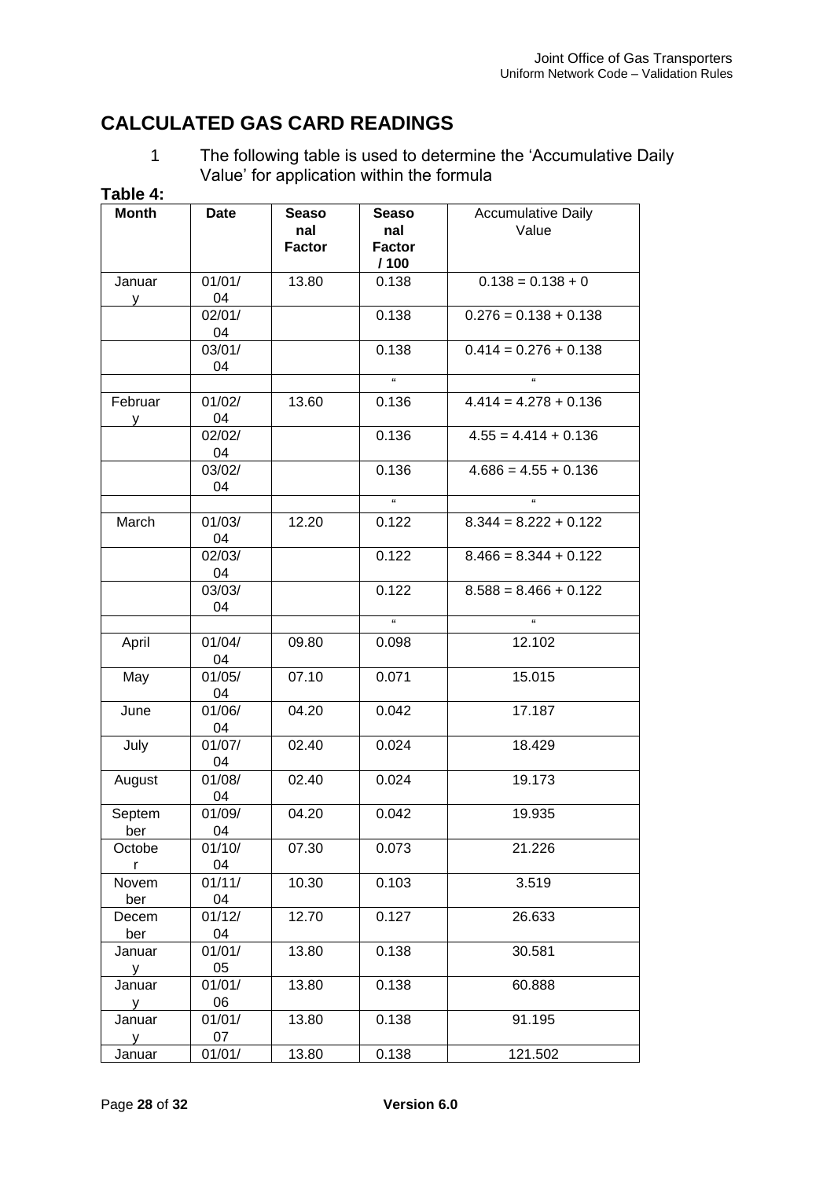# CALCULATED GAS CARD READINGS

1 The following table is used to determine the 'Accumulative Daily Value' for application within the formula

**Table 4:**

| Month | Date | Seasonal Factor | Seasonal Factor / 100 | Accumulative Daily Value |
|---|---|---|---|---|
| January | 01/01/04 | 13.80 | 0.138 | 0.138 = 0.138 + 0 |
| | 02/01/04 | | 0.138 | 0.276 = 0.138 + 0.138 |
| | 03/01/04 | | 0.138 | 0.414 = 0.276 + 0.138 |
| | | | " | " |
| February | 01/02/04 | 13.60 | 0.136 | 4.414 = 4.278 + 0.136 |
| | 02/02/04 | | 0.136 | 4.55 = 4.414 + 0.136 |
| | 03/02/04 | | 0.136 | 4.686 = 4.55 + 0.136 |
| | | | " | " |
| March | 01/03/04 | 12.20 | 0.122 | 8.344 = 8.222 + 0.122 |
| | 02/03/04 | | 0.122 | 8.466 = 8.344 + 0.122 |
| | 03/03/04 | | 0.122 | 8.588 = 8.466 + 0.122 |
| | | | " | " |
| April | 01/04/04 | 09.80 | 0.098 | 12.102 |
| May | 01/05/04 | 07.10 | 0.071 | 15.015 |
| June | 01/06/04 | 04.20 | 0.042 | 17.187 |
| July | 01/07/04 | 02.40 | 0.024 | 18.429 |
| August | 01/08/04 | 02.40 | 0.024 | 19.173 |
| September | 01/09/04 | 04.20 | 0.042 | 19.935 |
| October | 01/10/04 | 07.30 | 0.073 | 21.226 |
| November | 01/11/04 | 10.30 | 0.103 | 3.519 |
| December | 01/12/04 | 12.70 | 0.127 | 26.633 |
| January | 01/01/05 | 13.80 | 0.138 | 30.581 |
| January | 01/01/06 | 13.80 | 0.138 | 60.888 |
| January | 01/01/07 | 13.80 | 0.138 | 91.195 |
| Januar | 01/01/ | 13.80 | 0.138 | 121.502 |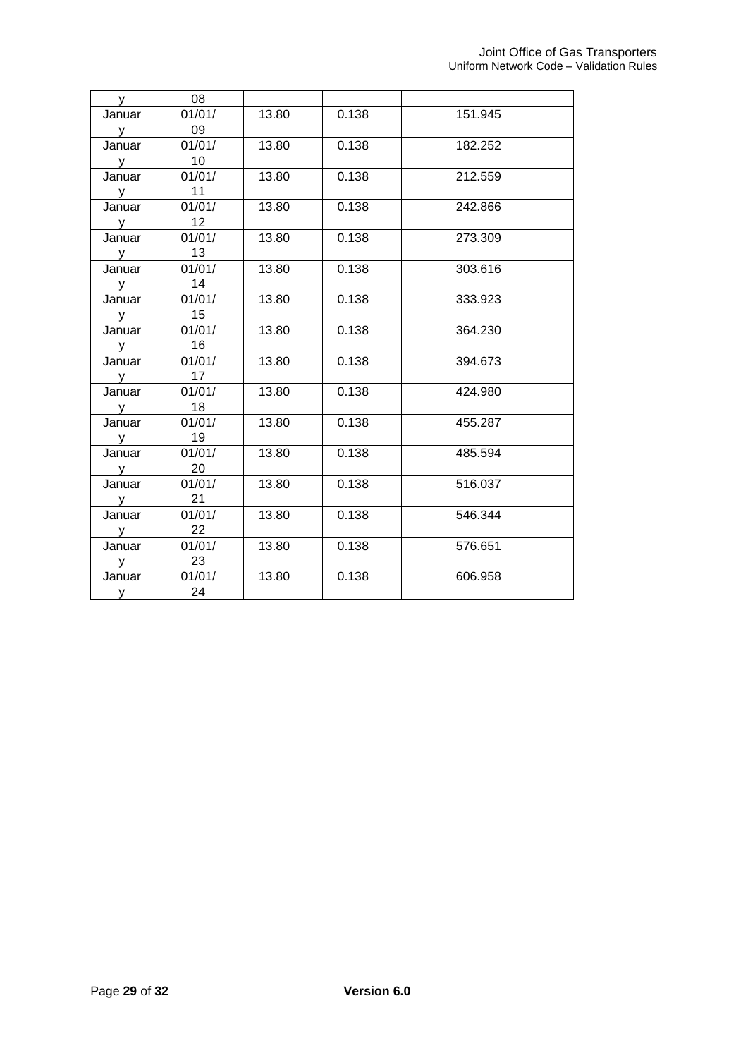| | | | | |
|---|---|---|---|---|
| y | 08 | | | |
| January | 01/01/09 | 13.80 | 0.138 | 151.945 |
| January | 01/01/10 | 13.80 | 0.138 | 182.252 |
| January | 01/01/11 | 13.80 | 0.138 | 212.559 |
| January | 01/01/12 | 13.80 | 0.138 | 242.866 |
| January | 01/01/13 | 13.80 | 0.138 | 273.309 |
| January | 01/01/14 | 13.80 | 0.138 | 303.616 |
| January | 01/01/15 | 13.80 | 0.138 | 333.923 |
| January | 01/01/16 | 13.80 | 0.138 | 364.230 |
| January | 01/01/17 | 13.80 | 0.138 | 394.673 |
| January | 01/01/18 | 13.80 | 0.138 | 424.980 |
| January | 01/01/19 | 13.80 | 0.138 | 455.287 |
| January | 01/01/20 | 13.80 | 0.138 | 485.594 |
| January | 01/01/21 | 13.80 | 0.138 | 516.037 |
| January | 01/01/22 | 13.80 | 0.138 | 546.344 |
| January | 01/01/23 | 13.80 | 0.138 | 576.651 |
| January | 01/01/24 | 13.80 | 0.138 | 606.958 |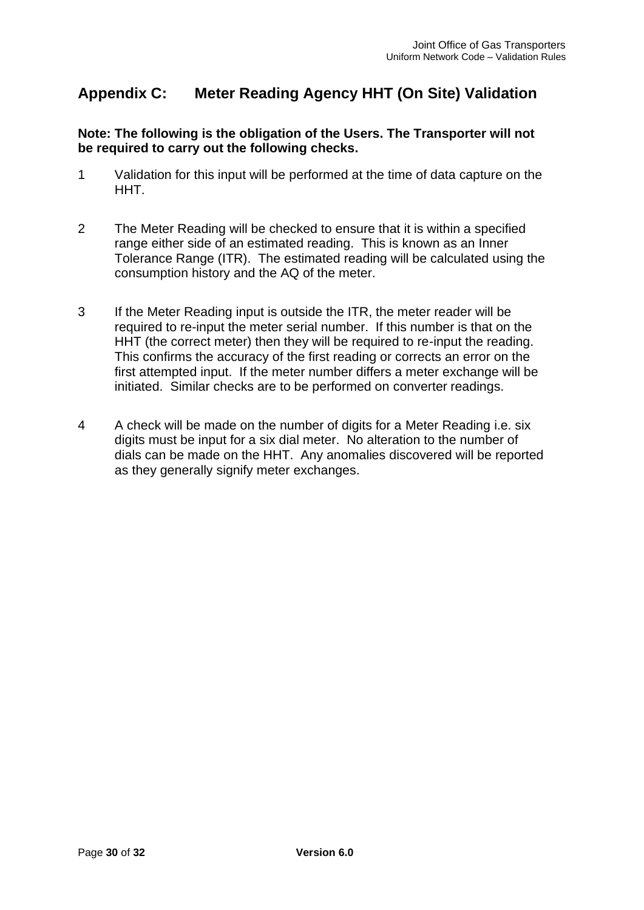# Appendix C: Meter Reading Agency HHT (On Site) Validation

**Note: The following is the obligation of the Users. The Transporter will not be required to carry out the following checks.**

1. Validation for this input will be performed at the time of data capture on the HHT.

2. The Meter Reading will be checked to ensure that it is within a specified range either side of an estimated reading. This is known as an Inner Tolerance Range (ITR). The estimated reading will be calculated using the consumption history and the AQ of the meter.

3. If the Meter Reading input is outside the ITR, the meter reader will be required to re-input the meter serial number. If this number is that on the HHT (the correct meter) then they will be required to re-input the reading. This confirms the accuracy of the first reading or corrects an error on the first attempted input. If the meter number differs a meter exchange will be initiated. Similar checks are to be performed on converter readings.

4. A check will be made on the number of digits for a Meter Reading i.e. six digits must be input for a six dial meter. No alteration to the number of dials can be made on the HHT. Any anomalies discovered will be reported as they generally signify meter exchanges.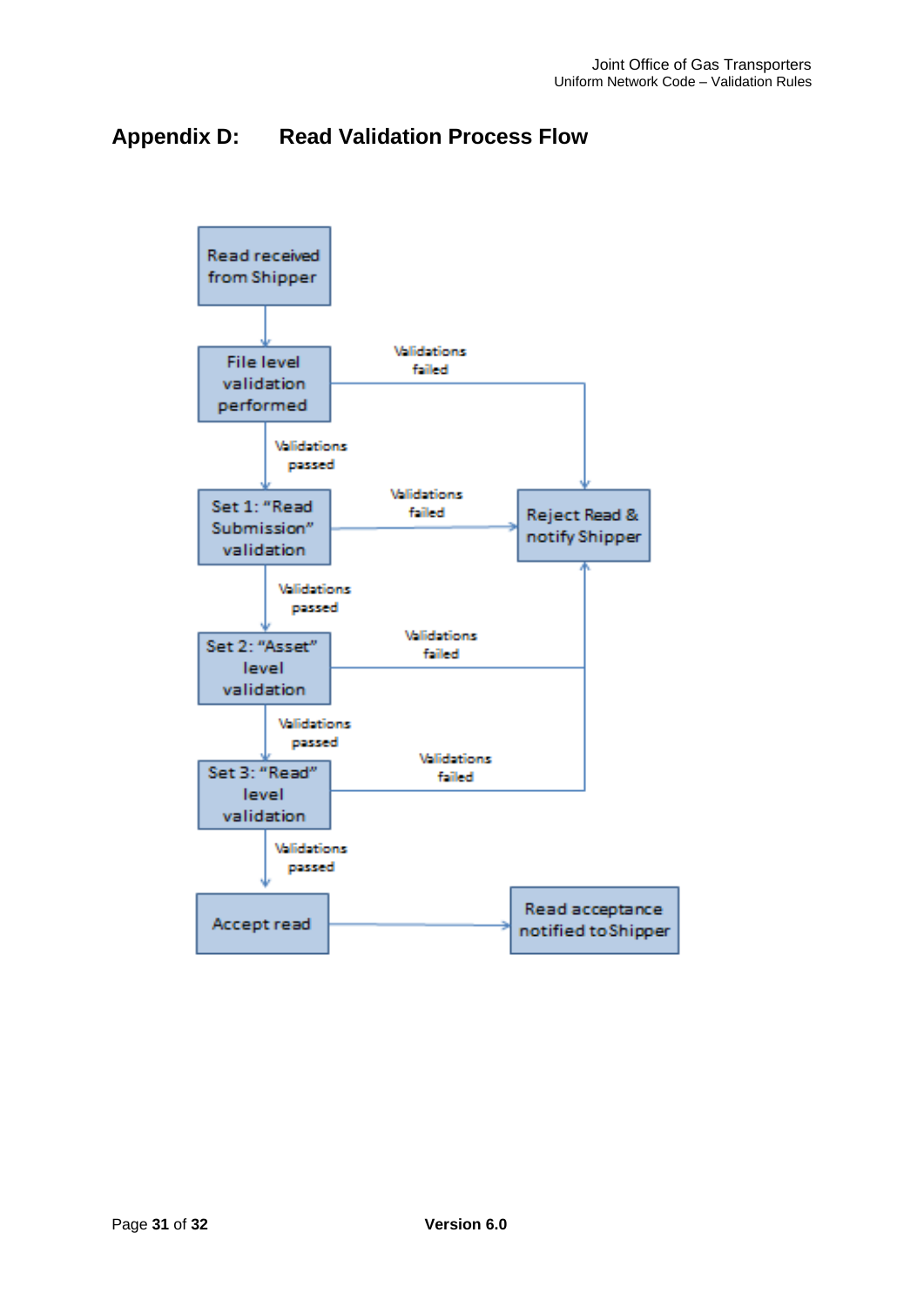## Appendix D: Read Validation Process Flow

Read received from Shipper

File level validation performed

Validations failed

Validations passed

Set 1: "Read Submission" validation

Validations failed

Reject Read & notify Shipper

Validations passed

Set 2: "Asset" level validation

Validations failed

Validations passed

Set 3: "Read" level validation

Validations failed

Validations passed

Accept read

Read acceptance notified to Shipper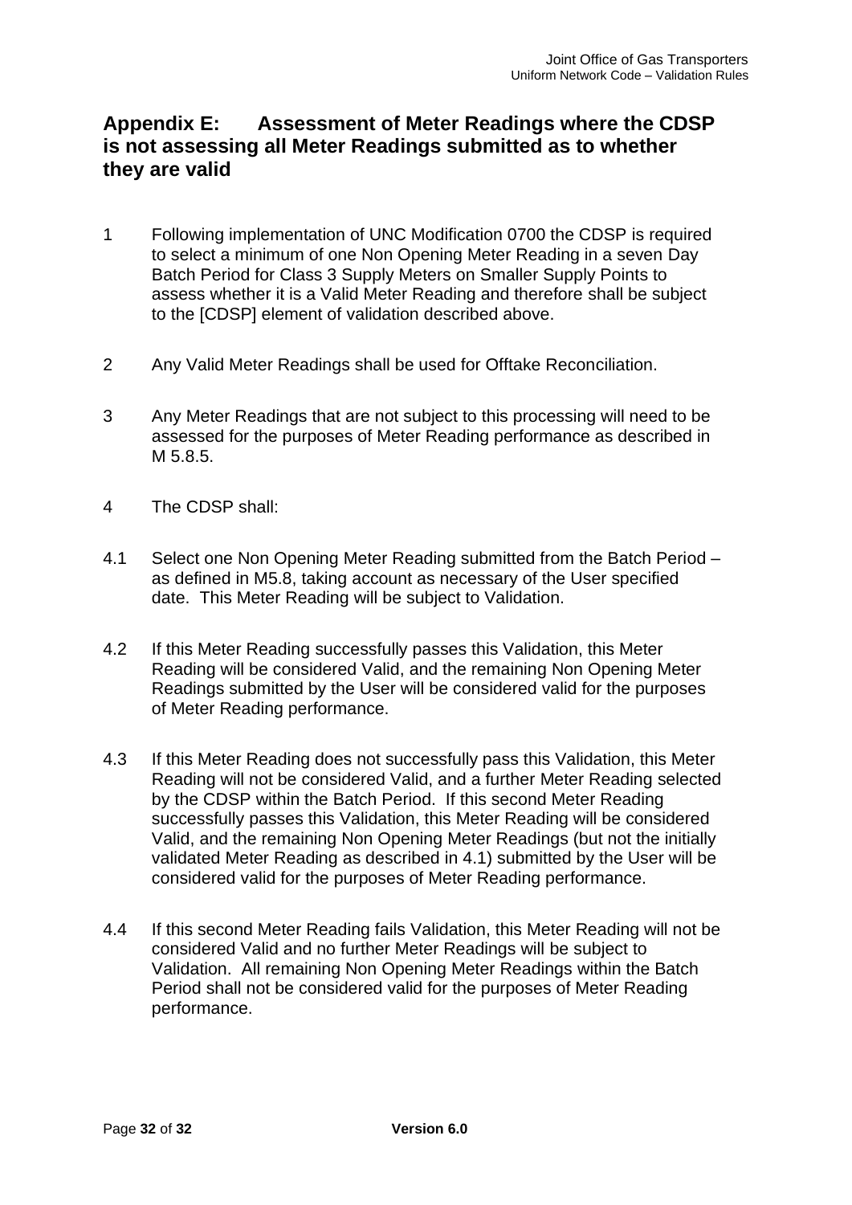## Appendix E: Assessment of Meter Readings where the CDSP is not assessing all Meter Readings submitted as to whether they are valid

1 Following implementation of UNC Modification 0700 the CDSP is required to select a minimum of one Non Opening Meter Reading in a seven Day Batch Period for Class 3 Supply Meters on Smaller Supply Points to assess whether it is a Valid Meter Reading and therefore shall be subject to the [CDSP] element of validation described above.

2 Any Valid Meter Readings shall be used for Offtake Reconciliation.

3 Any Meter Readings that are not subject to this processing will need to be assessed for the purposes of Meter Reading performance as described in M 5.8.5.

4 The CDSP shall:

4.1 Select one Non Opening Meter Reading submitted from the Batch Period – as defined in M5.8, taking account as necessary of the User specified date. This Meter Reading will be subject to Validation.

4.2 If this Meter Reading successfully passes this Validation, this Meter Reading will be considered Valid, and the remaining Non Opening Meter Readings submitted by the User will be considered valid for the purposes of Meter Reading performance.

4.3 If this Meter Reading does not successfully pass this Validation, this Meter Reading will not be considered Valid, and a further Meter Reading selected by the CDSP within the Batch Period. If this second Meter Reading successfully passes this Validation, this Meter Reading will be considered Valid, and the remaining Non Opening Meter Readings (but not the initially validated Meter Reading as described in 4.1) submitted by the User will be considered valid for the purposes of Meter Reading performance.

4.4 If this second Meter Reading fails Validation, this Meter Reading will not be considered Valid and no further Meter Readings will be subject to Validation. All remaining Non Opening Meter Readings within the Batch Period shall not be considered valid for the purposes of Meter Reading performance.